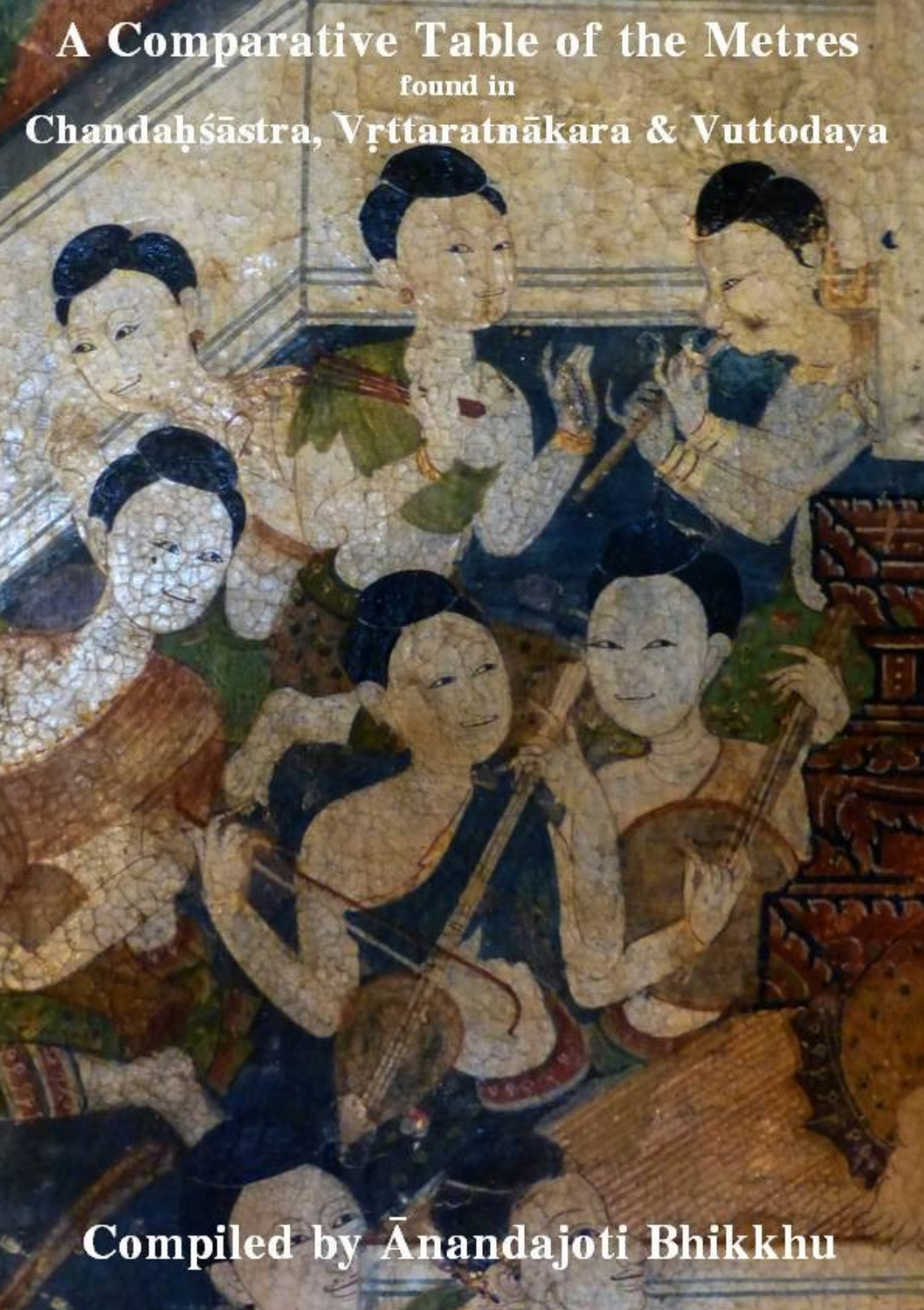# A Comparative Table of the Metres

found in

## Chandaḥśāstra, Vṛttaratnākara & Vuttodaya

Compiled by Ānandajoti Bhikkhu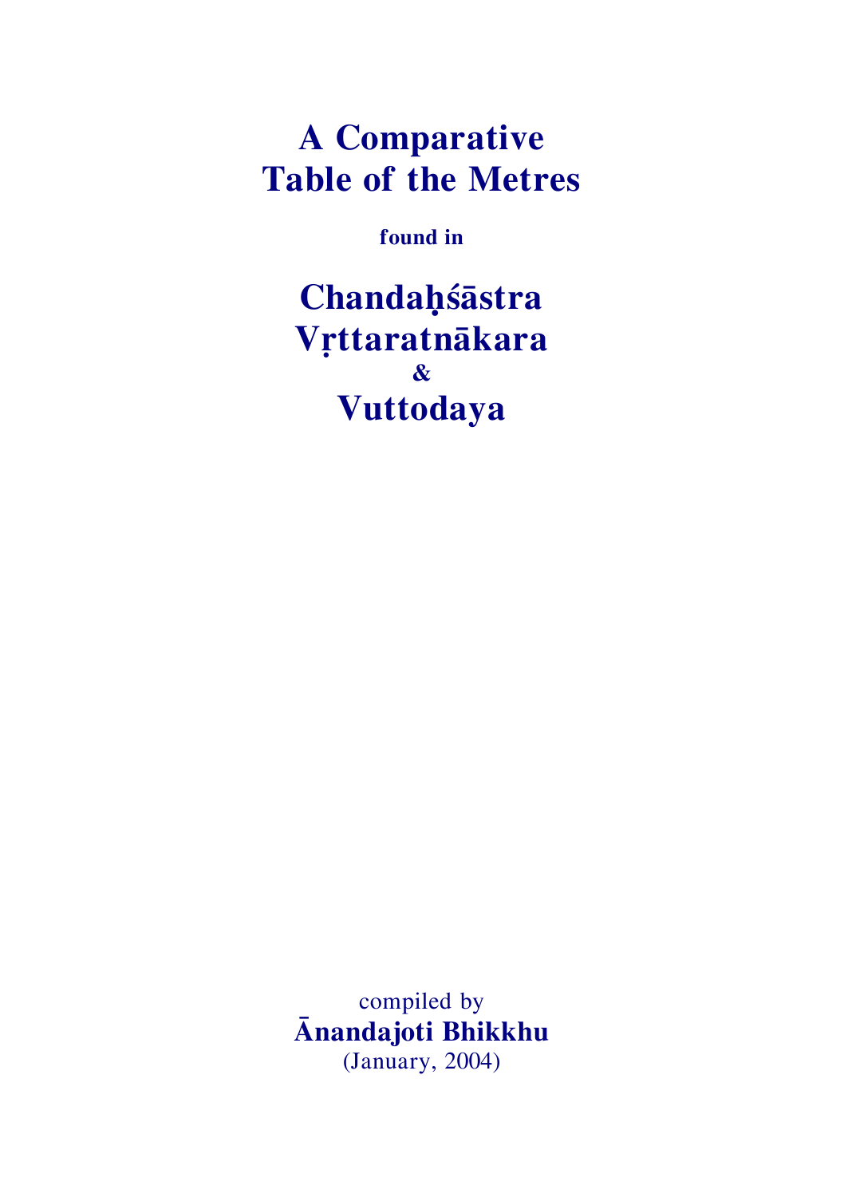# A Comparative Table of the Metres

**found in**

# Chandaḥśāstra Vṛttaratnākara & Vuttodaya

compiled by
**Ānandajoti Bhikkhu**
(January, 2004)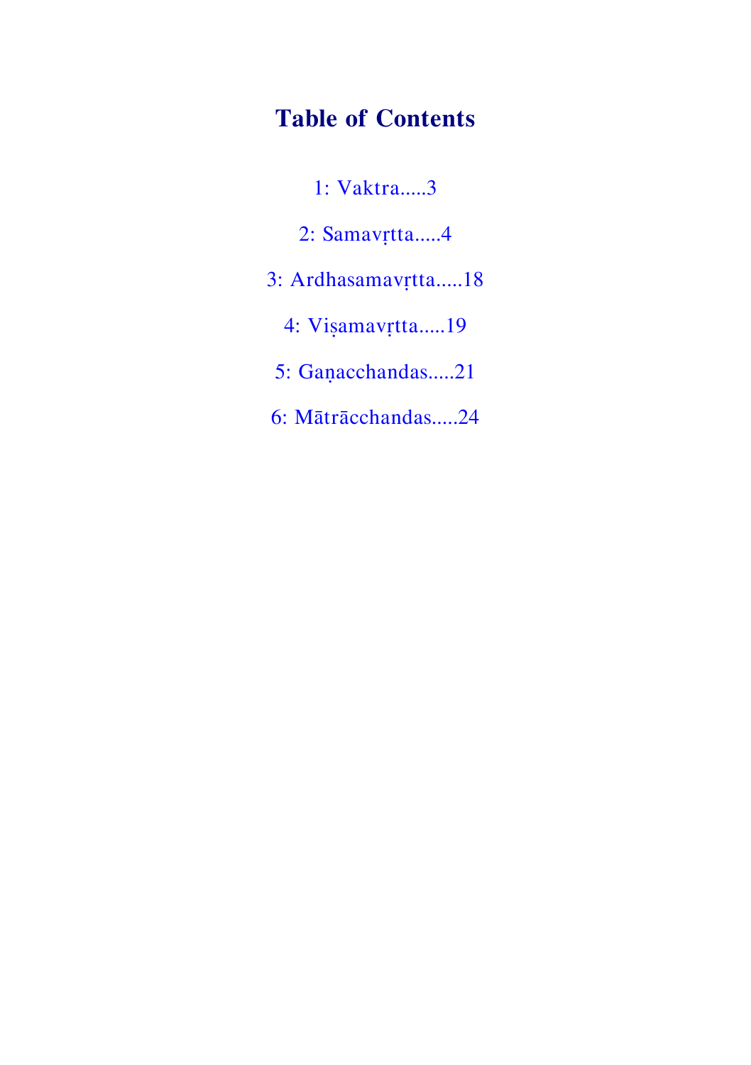# Table of Contents

1: Vaktra.....3

2: Samavṛtta.....4

3: Ardhasamavṛtta.....18

4: Viṣamavṛtta.....19

5: Gaṇacchandas.....21

6: Mātrācchandas.....24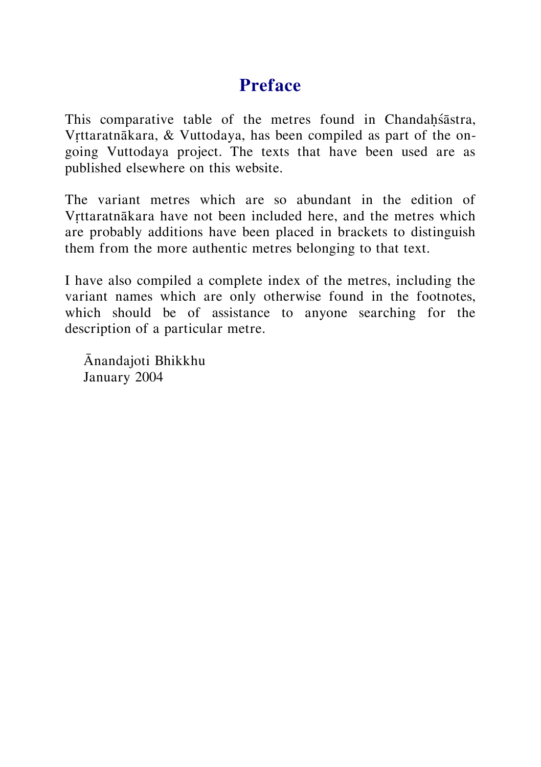# Preface

This comparative table of the metres found in Chandaḥśāstra, Vṛttaratnākara, & Vuttodaya, has been compiled as part of the on-going Vuttodaya project. The texts that have been used are as published elsewhere on this website.

The variant metres which are so abundant in the edition of Vṛttaratnākara have not been included here, and the metres which are probably additions have been placed in brackets to distinguish them from the more authentic metres belonging to that text.

I have also compiled a complete index of the metres, including the variant names which are only otherwise found in the footnotes, which should be of assistance to anyone searching for the description of a particular metre.

Ānandajoti Bhikkhu
January 2004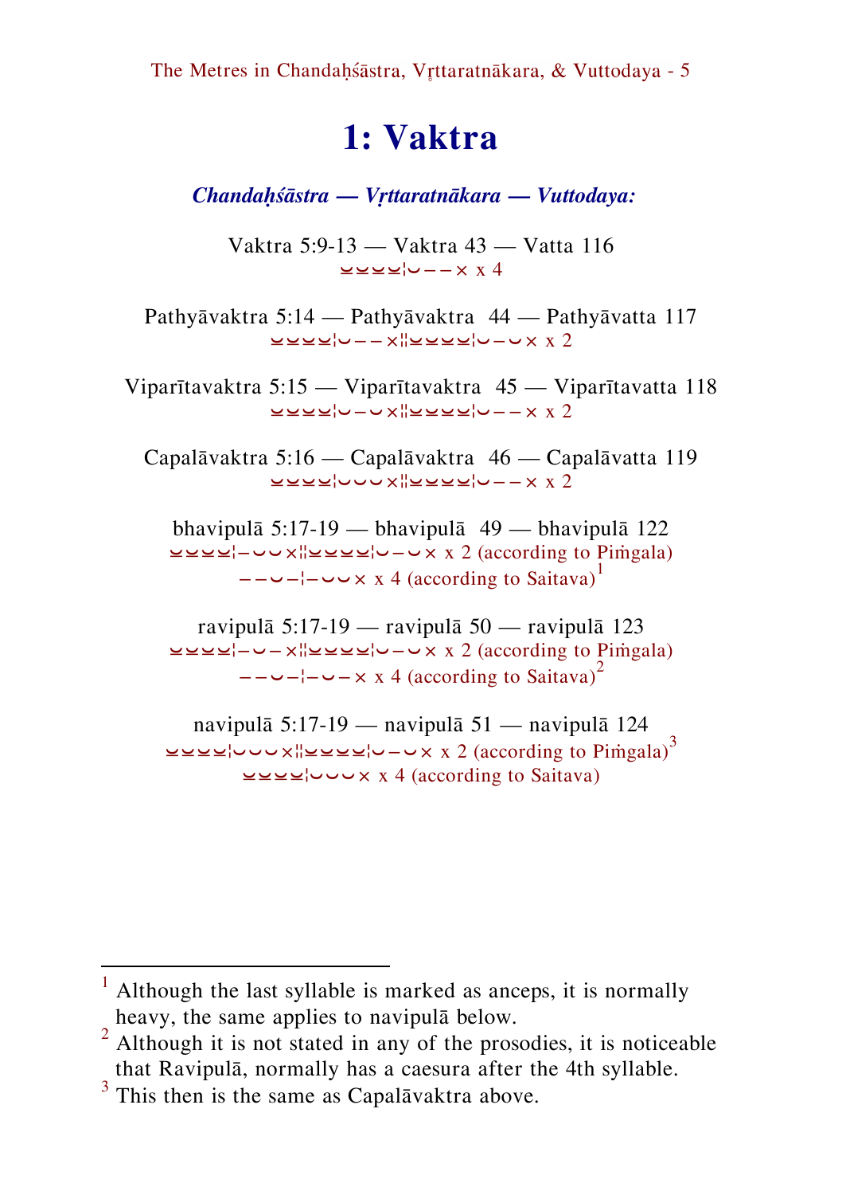# 1: Vaktra

***Chandaḥśāstra — Vṛttaratnākara — Vuttodaya:***

Vaktra 5:9-13 — Vaktra 43 — Vatta 116
⏓⏓⏓⏓¦⏑––× x 4

Pathyāvaktra 5:14 — Pathyāvaktra 44 — Pathyāvatta 117
⏓⏓⏓⏓¦⏑––×¦¦⏓⏓⏓⏓¦⏑–⏑× x 2

Viparītavaktra 5:15 — Viparītavaktra 45 — Viparītavatta 118
⏓⏓⏓⏓¦⏑–⏑×¦¦⏓⏓⏓⏓¦⏑––× x 2

Capalāvaktra 5:16 — Capalāvaktra 46 — Capalāvatta 119
⏓⏓⏓⏓¦⏑⏑⏑×¦¦⏓⏓⏓⏓¦⏑––× x 2

bhavipulā 5:17-19 — bhavipulā 49 — bhavipulā 122
⏓⏓⏓⏓¦–⏑⏑×¦¦⏓⏓⏓⏓¦⏑–⏑× x 2 (according to Piṁgala)
––⏑–¦–⏑⏑× x 4 (according to Saitava)[1]

ravipulā 5:17-19 — ravipulā 50 — ravipulā 123
⏓⏓⏓⏓¦–⏑–×¦¦⏓⏓⏓⏓¦⏑–⏑× x 2 (according to Piṁgala)
––⏑–¦–⏑–× x 4 (according to Saitava)[2]

navipulā 5:17-19 — navipulā 51 — navipulā 124
⏓⏓⏓⏓¦⏑⏑⏑×¦¦⏓⏓⏓⏓¦⏑–⏑× x 2 (according to Piṁgala)[3]
⏓⏓⏓⏓¦⏑⏑⏑× x 4 (according to Saitava)

---

[1] Although the last syllable is marked as anceps, it is normally heavy, the same applies to navipulā below.

[2] Although it is not stated in any of the prosodies, it is noticeable that Ravipulā, normally has a caesura after the 4th syllable.

[3] This then is the same as Capalāvaktra above.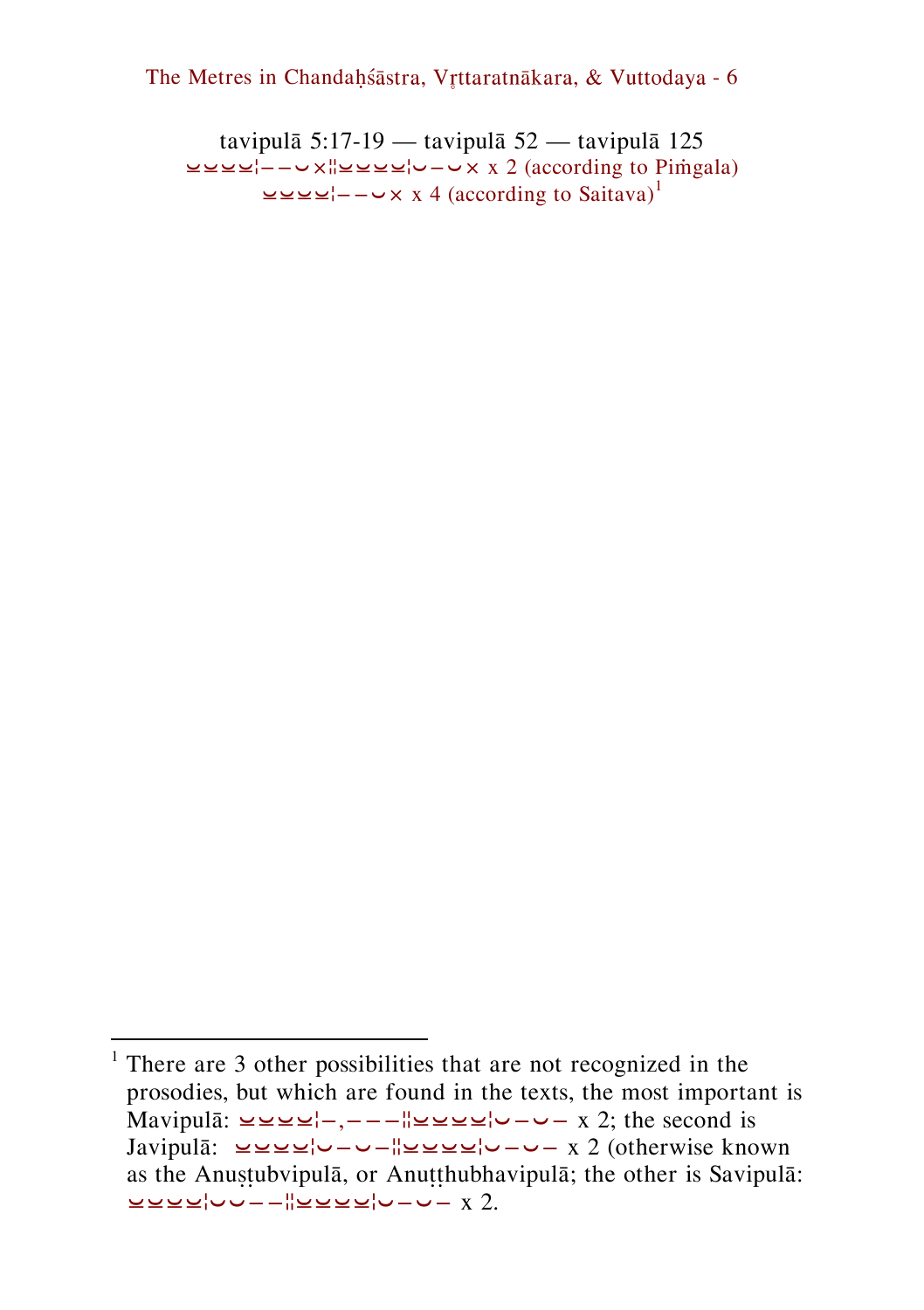tavipulā 5:17-19 — tavipulā 52 — tavipulā 125

⏓⏓⏓⏓¦– – ⏑ ×¦¦⏓⏓⏓⏓¦⏑ – ⏑ × x 2 (according to Piṁgala)

⏓⏓⏓⏓¦– – ⏑ × x 4 (according to Saitava)[1]

---

[1] There are 3 other possibilities that are not recognized in the prosodies, but which are found in the texts, the most important is Mavipulā: ⏓⏓⏓⏓¦–, – – –¦¦⏓⏓⏓⏓¦⏑ – ⏑ – x 2; the second is Javipulā: ⏓⏓⏓⏓¦⏑ – ⏑ –¦¦⏓⏓⏓⏓¦⏑ – ⏑ – x 2 (otherwise known as the Anuṣṭubvipulā, or Anuṭṭhubhavipulā; the other is Savipulā: ⏓⏓⏓⏓¦⏑ ⏑ – –¦¦⏓⏓⏓⏓¦⏑ – ⏑ – x 2.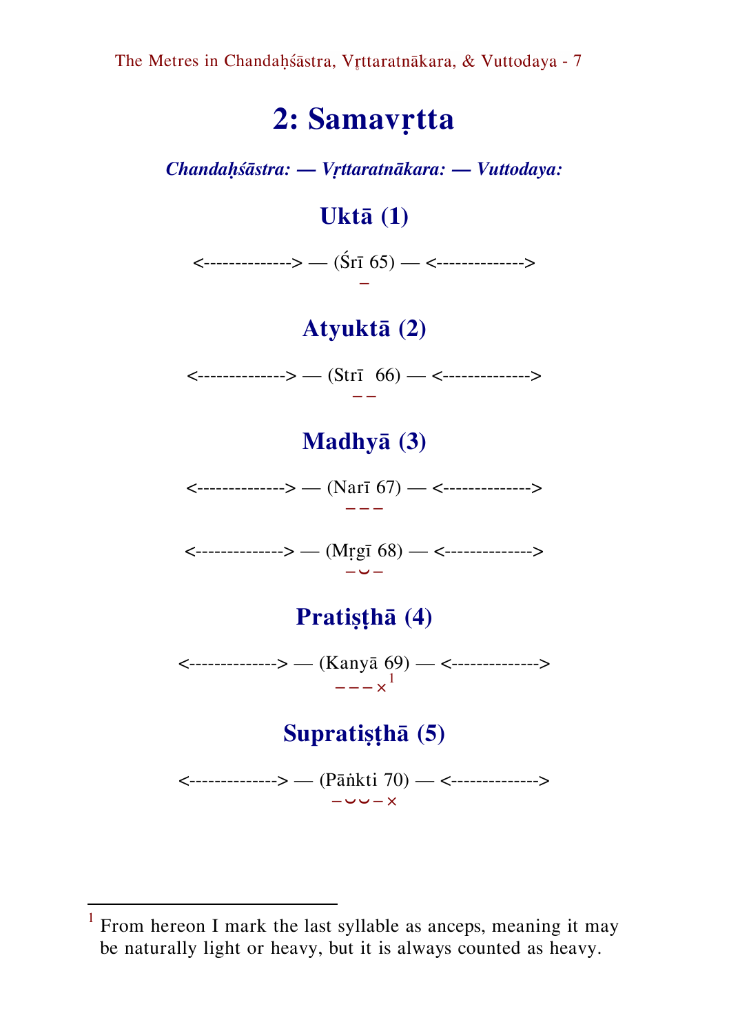# 2: Samavṛtta

***Chandaḥśāstra: — Vṛttaratnākara: — Vuttodaya:***

## Uktā (1)

<--------------> — (Śrī 65) — <-------------->

−

## Atyuktā (2)

<--------------> — (Strī 66) — <-------------->

− −

## Madhyā (3)

<--------------> — (Narī 67) — <-------------->

− − −

<--------------> — (Mṛgī 68) — <-------------->

− ⏑ −

## Pratiṣṭhā (4)

<--------------> — (Kanyā 69) — <-------------->

− − − ×[1]

## Supratiṣṭhā (5)

<--------------> — (Pāṅkti 70) — <-------------->

− ⏑ ⏑ − ×

---

[1] From hereon I mark the last syllable as anceps, meaning it may be naturally light or heavy, but it is always counted as heavy.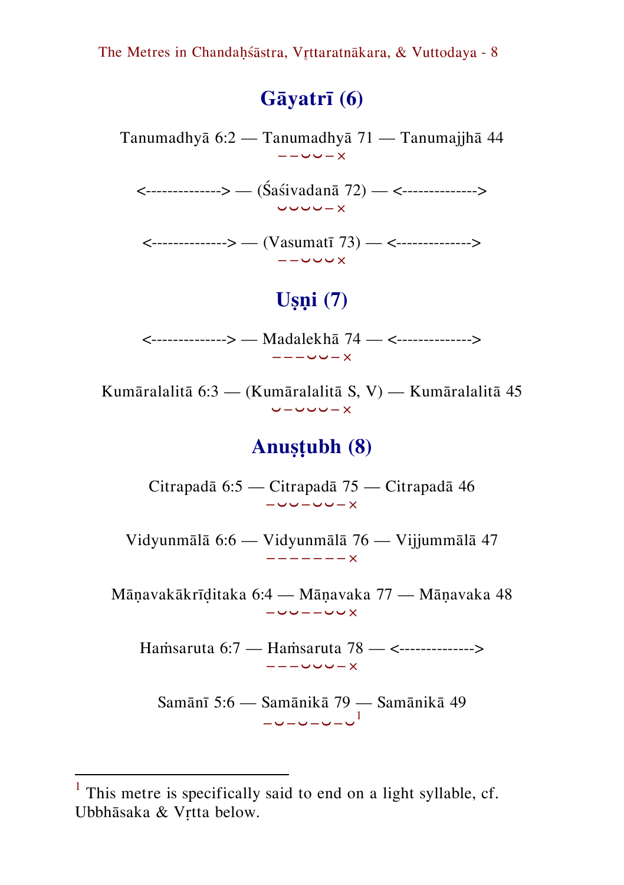## Gāyatrī (6)

Tanumadhyā 6:2 — Tanumadhyā 71 — Tanumajjhā 44
– – ⏑ ⏑ – ×

<--------------> — (Śaśivadanā 72) — <-------------->
⏑ ⏑ ⏑ ⏑ – ×

<--------------> — (Vasumatī 73) — <-------------->
– – ⏑ ⏑ ⏑ ×

## Uṣṇi (7)

<--------------> — Madalekhā 74 — <-------------->
– – – ⏑ ⏑ – ×

Kumāralalitā 6:3 — (Kumāralalitā S, V) — Kumāralalitā 45
⏑ – ⏑ ⏑ ⏑ – ×

## Anuṣṭubh (8)

Citrapadā 6:5 — Citrapadā 75 — Citrapadā 46
– ⏑ ⏑ – ⏑ ⏑ – ×

Vidyunmālā 6:6 — Vidyunmālā 76 — Vijjummālā 47
– – – – – – – ×

Māṇavakākrīḍitaka 6:4 — Māṇavaka 77 — Māṇavaka 48
– ⏑ ⏑ – – ⏑ ⏑ ×

Haṁsaruta 6:7 — Haṁsaruta 78 — <-------------->
– – – ⏑ ⏑ ⏑ – ×

Samānī 5:6 — Samānikā 79 — Samānikā 49
– ⏑ – ⏑ – ⏑ – ⏑[1]

---

[1] This metre is specifically said to end on a light syllable, cf. Ubbhāsaka & Vṛtta below.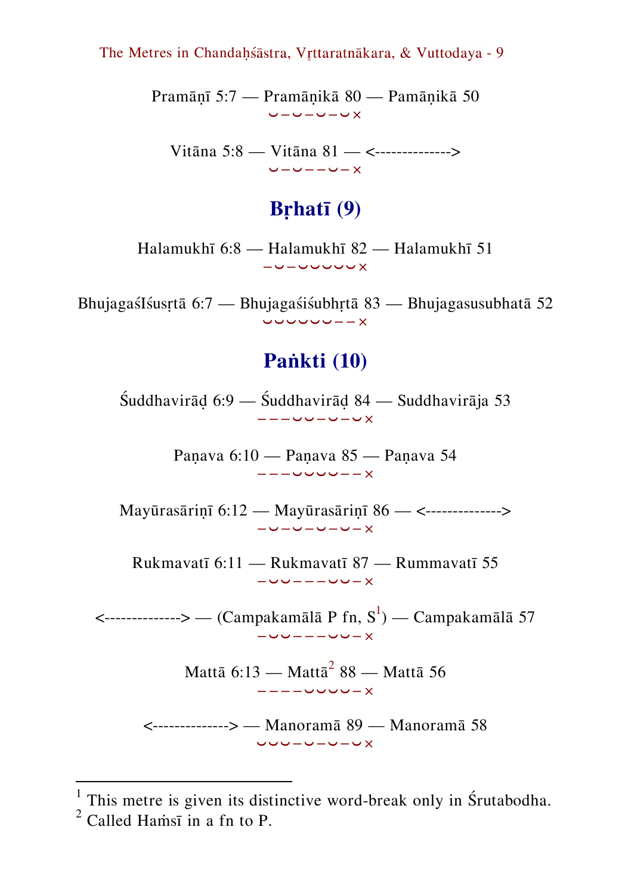Pramāṇī 5:7 — Pramāṇikā 80 — Pamāṇikā 50

⏑–⏑–⏑–⏑×

Vitāna 5:8 — Vitāna 81 — <-------------->

⏑–⏑––⏑–×

## Bṛhatī (9)

Halamukhī 6:8 — Halamukhī 82 — Halamukhī 51

–⏑–⏑⏑⏑⏑⏑×

BhujagaśIśusṛtā 6:7 — Bhujagaśiśubhṛtā 83 — Bhujagasusubhatā 52

⏑⏑⏑⏑⏑⏑––×

## Paṅkti (10)

Śuddhavirāḍ 6:9 — Śuddhavirāḍ 84 — Suddhavirāja 53

–––⏑⏑–⏑–⏑×

Paṇava 6:10 — Paṇava 85 — Paṇava 54

–––⏑⏑⏑⏑––×

Mayūrasāriṇī 6:12 — Mayūrasāriṇī 86 — <-------------->

–⏑–⏑–⏑–⏑–×

Rukmavatī 6:11 — Rukmavatī 87 — Rummavatī 55

–⏑⏑–––⏑⏑–×

<--------------> — (Campakamālā P fn, S[1]) — Campakamālā 57

–⏑⏑–––⏑⏑–×

Mattā 6:13 — Mattā[2] 88 — Mattā 56

––––⏑⏑⏑⏑–×

<--------------> — Manoramā 89 — Manoramā 58

⏑⏑⏑–⏑–⏑–⏑×

---

[1] This metre is given its distinctive word-break only in Śrutabodha.

[2] Called Haṁsī in a fn to P.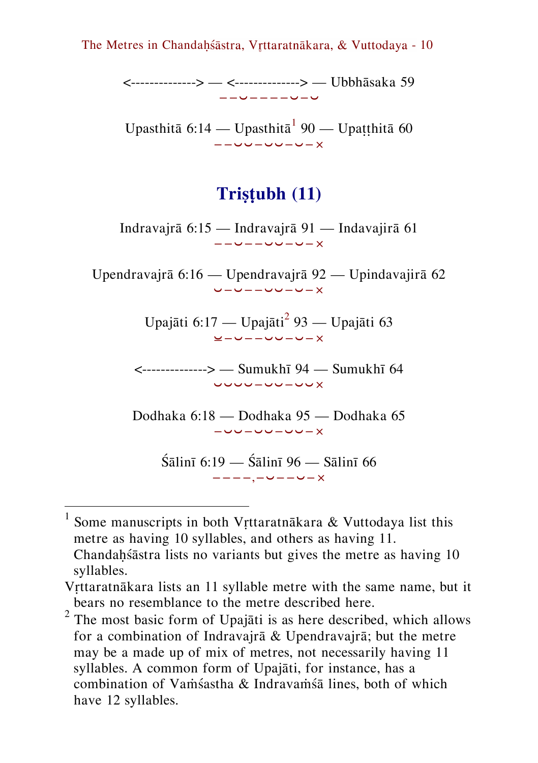<--------------> — <--------------> — Ubbhāsaka 59

– – ⏑ – – – – ⏑ – ⏑

Upasthitā 6:14 — Upasthitā[1] 90 — Upaṭṭhitā 60

– – ⏑ ⏑ – ⏑ ⏑ – ⏑ – ×

## Triṣṭubh (11)

Indravajrā 6:15 — Indravajrā 91 — Indavajirā 61

– – ⏑ – – ⏑ ⏑ – ⏑ – ×

Upendravajrā 6:16 — Upendravajrā 92 — Upindavajirā 62

⏑ – ⏑ – – ⏑ ⏑ – ⏑ – ×

Upajāti 6:17 — Upajāti[2] 93 — Upajāti 63

⏓ – ⏑ – – ⏑ ⏑ – ⏑ – ×

<--------------> — Sumukhī 94 — Sumukhī 64

⏑ ⏑ ⏑ ⏑ – ⏑ ⏑ – ⏑ ⏑ ×

Dodhaka 6:18 — Dodhaka 95 — Dodhaka 65

– ⏑ ⏑ – ⏑ ⏑ – ⏑ ⏑ – ×

Śālinī 6:19 — Śālinī 96 — Sālinī 66

– – – –, – ⏑ – – ⏑ – ×

---

[1] Some manuscripts in both Vṛttaratnākara & Vuttodaya list this metre as having 10 syllables, and others as having 11. Chandaḥśāstra lists no variants but gives the metre as having 10 syllables.

Vṛttaratnākara lists an 11 syllable metre with the same name, but it bears no resemblance to the metre described here.

[2] The most basic form of Upajāti is as here described, which allows for a combination of Indravajrā & Upendravajrā; but the metre may be a made up of mix of metres, not necessarily having 11 syllables. A common form of Upajāti, for instance, has a combination of Vaṁśastha & Indravaṁśā lines, both of which have 12 syllables.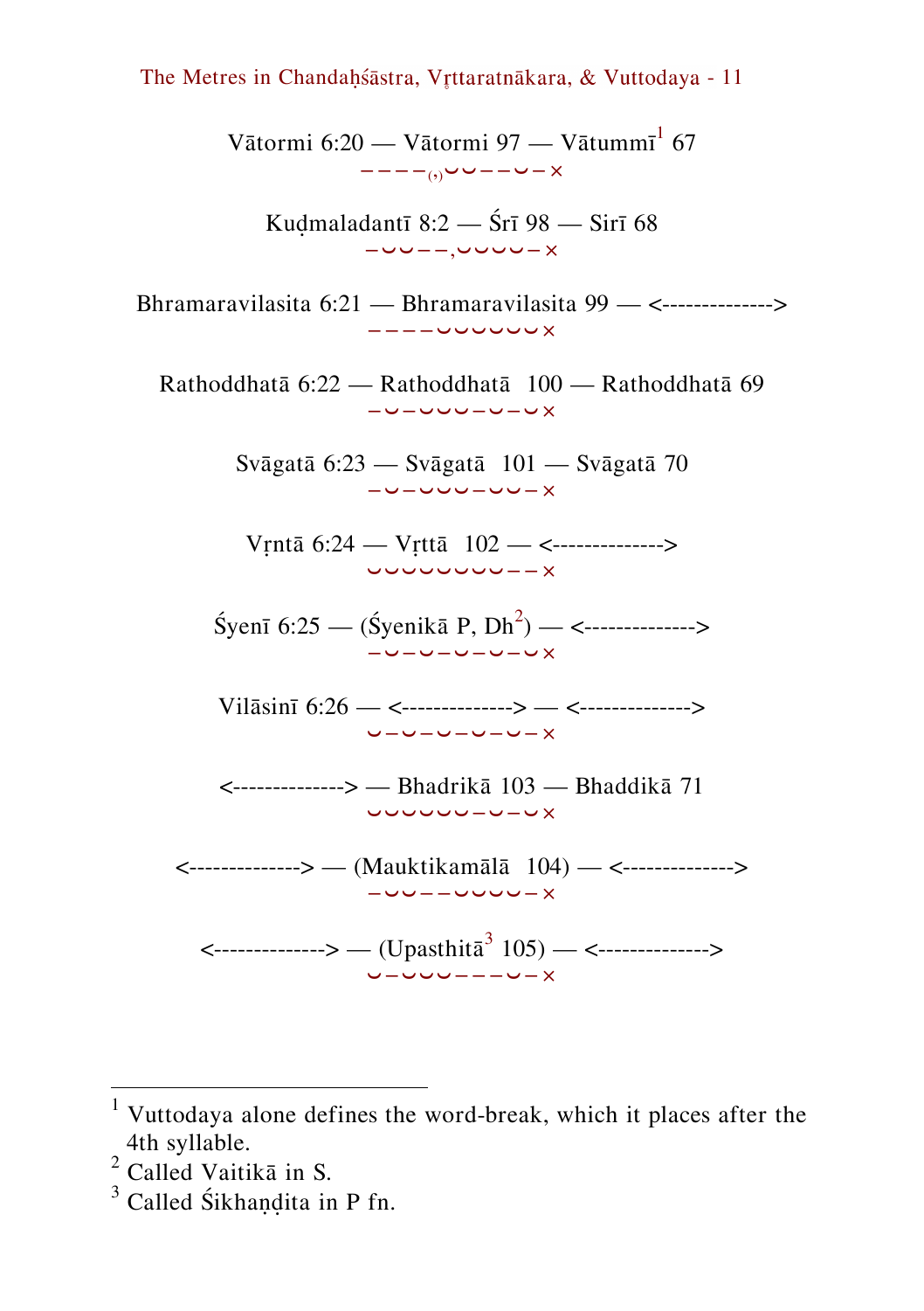Vātormi 6:20 — Vātormi 97 — Vātummī[1] 67

−−−−₍,₎⏑⏑−−⏑−×

Kuḍmaladantī 8:2 — Śrī 98 — Sirī 68

−⏑⏑−−,⏑⏑⏑⏑−×

Bhramaravilasita 6:21 — Bhramaravilasita 99 — <-------------->

−−−−⏑⏑⏑⏑⏑⏑×

Rathoddhatā 6:22 — Rathoddhatā 100 — Rathoddhatā 69

−⏑−⏑⏑⏑−⏑−⏑×

Svāgatā 6:23 — Svāgatā 101 — Svāgatā 70

−⏑−⏑⏑⏑−⏑⏑−×

Vṛntā 6:24 — Vṛttā 102 — <-------------->

⏑⏑⏑⏑⏑⏑⏑⏑−−×

Śyenī 6:25 — (Śyenikā P, Dh[2]) — <-------------->

−⏑−⏑−⏑−⏑−⏑×

Vilāsinī 6:26 — <--------------> — <-------------->

⏑−⏑−⏑−⏑−⏑−×

<--------------> — Bhadrikā 103 — Bhaddikā 71

⏑⏑⏑⏑⏑⏑−⏑−⏑×

<--------------> — (Mauktikamālā 104) — <-------------->

−⏑⏑−−⏑⏑⏑⏑−×

<--------------> — (Upasthitā[3] 105) — <-------------->

⏑−⏑⏑⏑−−−⏑−×

---

[1] Vuttodaya alone defines the word-break, which it places after the 4th syllable.

[2] Called Vaitikā in S.

[3] Called Śikhaṇḍita in P fn.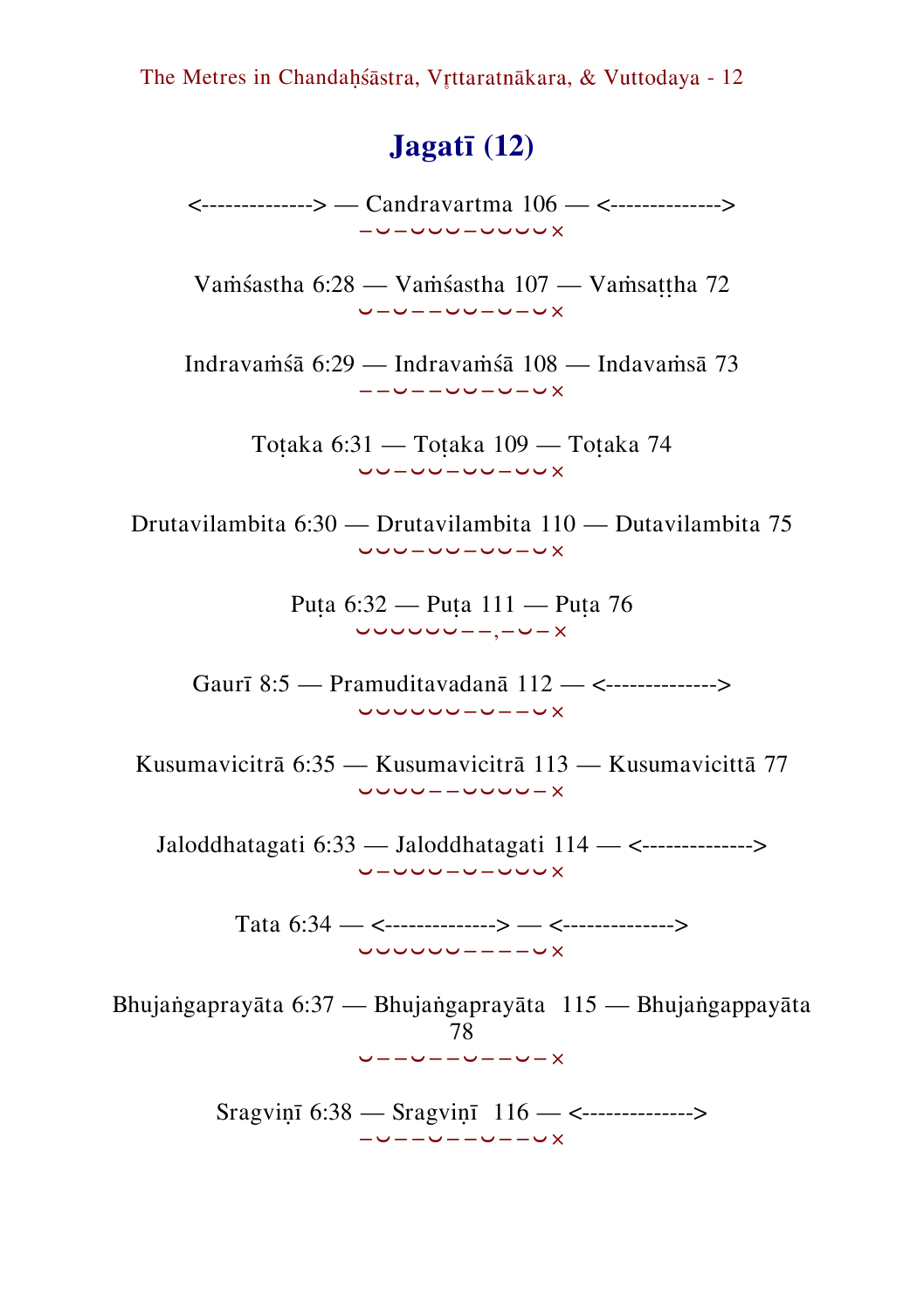## Jagatī (12)

<--------------> — Candravartma 106 — <-------------->
–⏑–⏑⏑⏑–⏑⏑⏑⏑×

Vaṁśastha 6:28 — Vaṁśastha 107 — Vaṁsaṭṭha 72
⏑–⏑––⏑⏑–⏑–⏑×

Indravaṁśā 6:29 — Indravaṁśā 108 — Indavaṁsā 73
––⏑––⏑⏑–⏑–⏑×

Toṭaka 6:31 — Toṭaka 109 — Toṭaka 74
⏑⏑–⏑⏑–⏑⏑–⏑⏑×

Drutavilambita 6:30 — Drutavilambita 110 — Dutavilambita 75
⏑⏑⏑–⏑⏑–⏑⏑–⏑×

Puṭa 6:32 — Puṭa 111 — Puṭa 76
⏑⏑⏑⏑⏑⏑––,–⏑–×

Gaurī 8:5 — Pramuditavadanā 112 — <-------------->
⏑⏑⏑⏑⏑⏑–⏑––⏑×

Kusumavicitrā 6:35 — Kusumavicitrā 113 — Kusumavicittā 77
⏑⏑⏑⏑––⏑⏑⏑⏑–×

Jaloddhatagati 6:33 — Jaloddhatagati 114 — <-------------->
⏑–⏑⏑⏑–⏑–⏑⏑⏑×

Tata 6:34 — <--------------> — <-------------->
⏑⏑⏑⏑⏑⏑––––⏑×

Bhujaṅgaprayāta 6:37 — Bhujaṅgaprayāta 115 — Bhujaṅgappayāta 78
⏑––⏑––⏑––⏑–×

Sragviṇī 6:38 — Sragviṇī 116 — <-------------->
–⏑––⏑––⏑––⏑×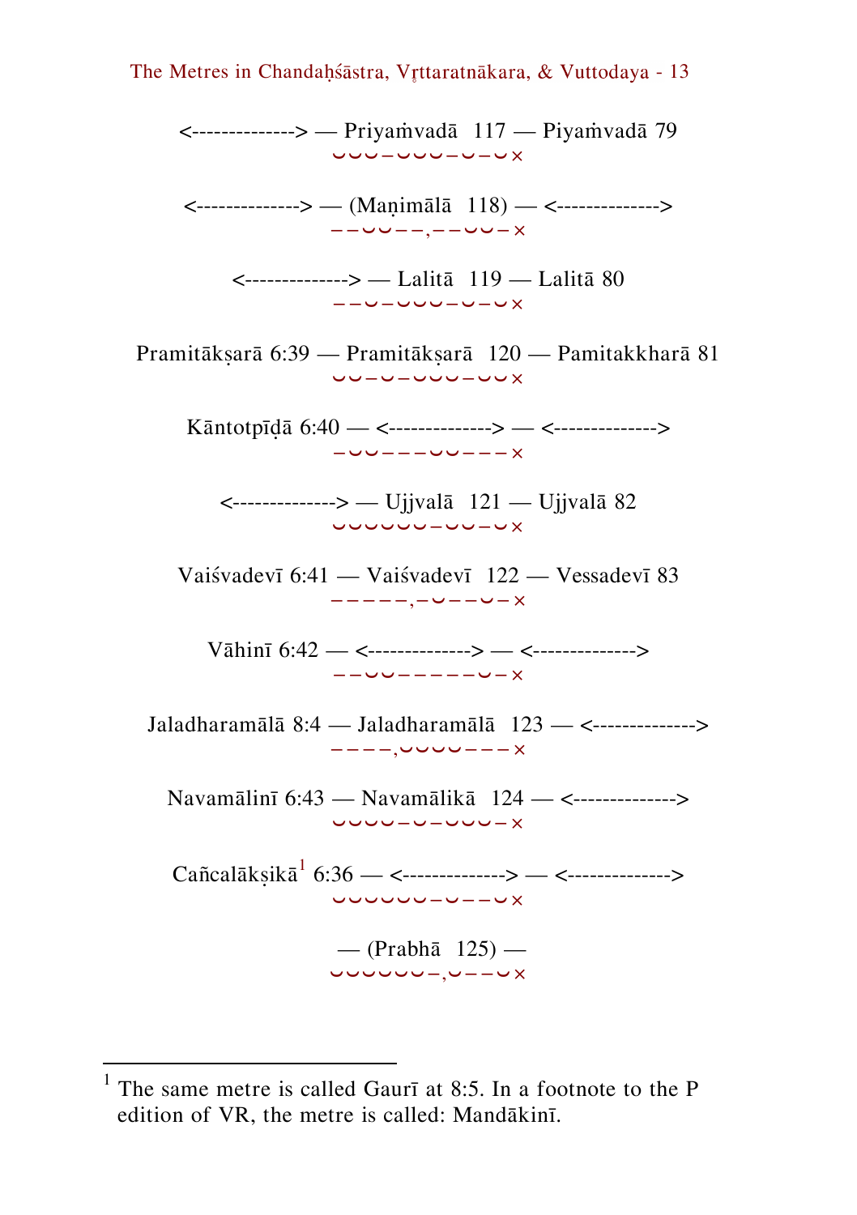<--------------> — Priyaṁvadā 117 — Piyaṁvadā 79
⏑⏑⏑–⏑⏑⏑–⏑–⏑×

<--------------> — (Maṇimālā 118) — <-------------->
––⏑⏑––,––⏑⏑–×

<--------------> — Lalitā 119 — Lalitā 80
––⏑–⏑⏑⏑–⏑–⏑×

Pramitākṣarā 6:39 — Pramitākṣarā 120 — Pamitakkharā 81
⏑⏑–⏑–⏑⏑⏑–⏑⏑×

Kāntotpīḍā 6:40 — <--------------> — <-------------->
–⏑⏑––––⏑⏑–––×

<--------------> — Ujjvalā 121 — Ujjvalā 82
⏑⏑⏑⏑⏑⏑–⏑⏑–⏑×

Vaiśvadevī 6:41 — Vaiśvadevī 122 — Vessadevī 83
–––––,–⏑–––⏑–×

Vāhinī 6:42 — <--------------> — <-------------->
––⏑⏑––––––⏑–×

Jaladharamālā 8:4 — Jaladharamālā 123 — <-------------->
––––,⏑⏑⏑⏑–––×

Navamālinī 6:43 — Navamālikā 124 — <-------------->
⏑⏑⏑⏑–⏑–⏑⏑⏑–×

Cañcalākṣikā[1] 6:36 — <--------------> — <-------------->
⏑⏑⏑⏑⏑⏑–⏑––⏑×

— (Prabhā 125) —
⏑⏑⏑⏑⏑⏑–,⏑––⏑×

---

[1] The same metre is called Gaurī at 8:5. In a footnote to the P edition of VR, the metre is called: Mandākinī.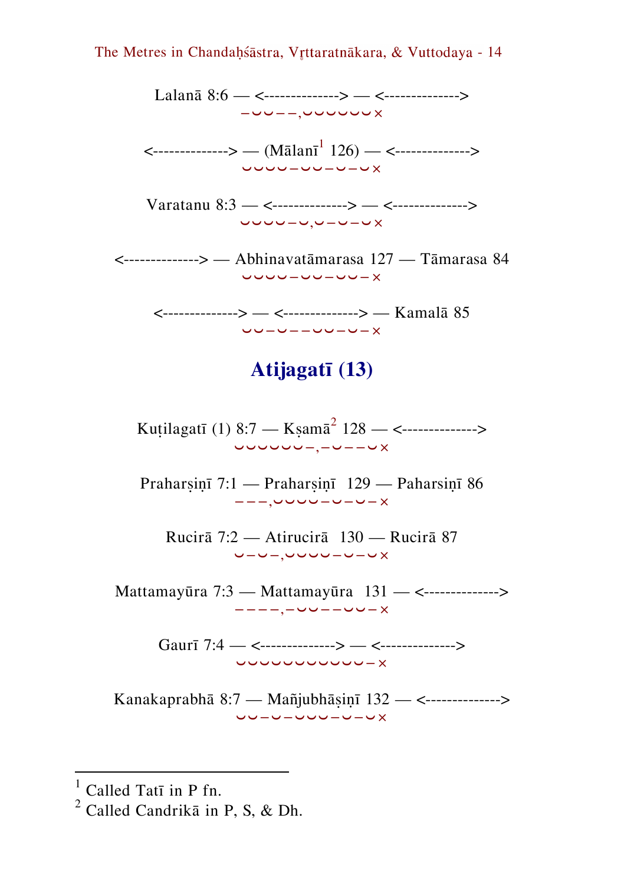Lalanā 8:6 — <--------------> — <-------------->
−⏑⏑−−,⏑⏑⏑⏑⏑⏑×

<--------------> — (Mālanī[1] 126) — <-------------->
⏑⏑⏑⏑−⏑⏑−⏑−⏑×

Varatanu 8:3 — <--------------> — <-------------->
⏑⏑⏑⏑−⏑,⏑−⏑−⏑×

<--------------> — Abhinavatāmarasa 127 — Tāmarasa 84
⏑⏑⏑⏑−⏑⏑−⏑⏑−×

<--------------> — <--------------> — Kamalā 85
⏑⏑−⏑−−⏑⏑−⏑−×

## Atijagatī (13)

Kuṭilagatī (1) 8:7 — Kṣamā[2] 128 — <-------------->
⏑⏑⏑⏑⏑⏑−,−⏑−−⏑×

Praharṣiṇī 7:1 — Praharṣiṇī 129 — Paharsiṇī 86
−−−,⏑⏑⏑⏑−⏑−⏑−×

Rucirā 7:2 — Atirucirā 130 — Rucirā 87
⏑−⏑−,⏑⏑⏑⏑−⏑−⏑×

Mattamayūra 7:3 — Mattamayūra 131 — <-------------->
−−−−,−⏑⏑−−⏑⏑−×

Gaurī 7:4 — <--------------> — <-------------->
⏑⏑⏑⏑⏑⏑⏑⏑⏑⏑⏑−×

Kanakaprabhā 8:7 — Mañjubhāṣiṇī 132 — <-------------->
⏑⏑−⏑−⏑⏑⏑−⏑−⏑×

---

[1] Called Tatī in P fn.
[2] Called Candrikā in P, S, & Dh.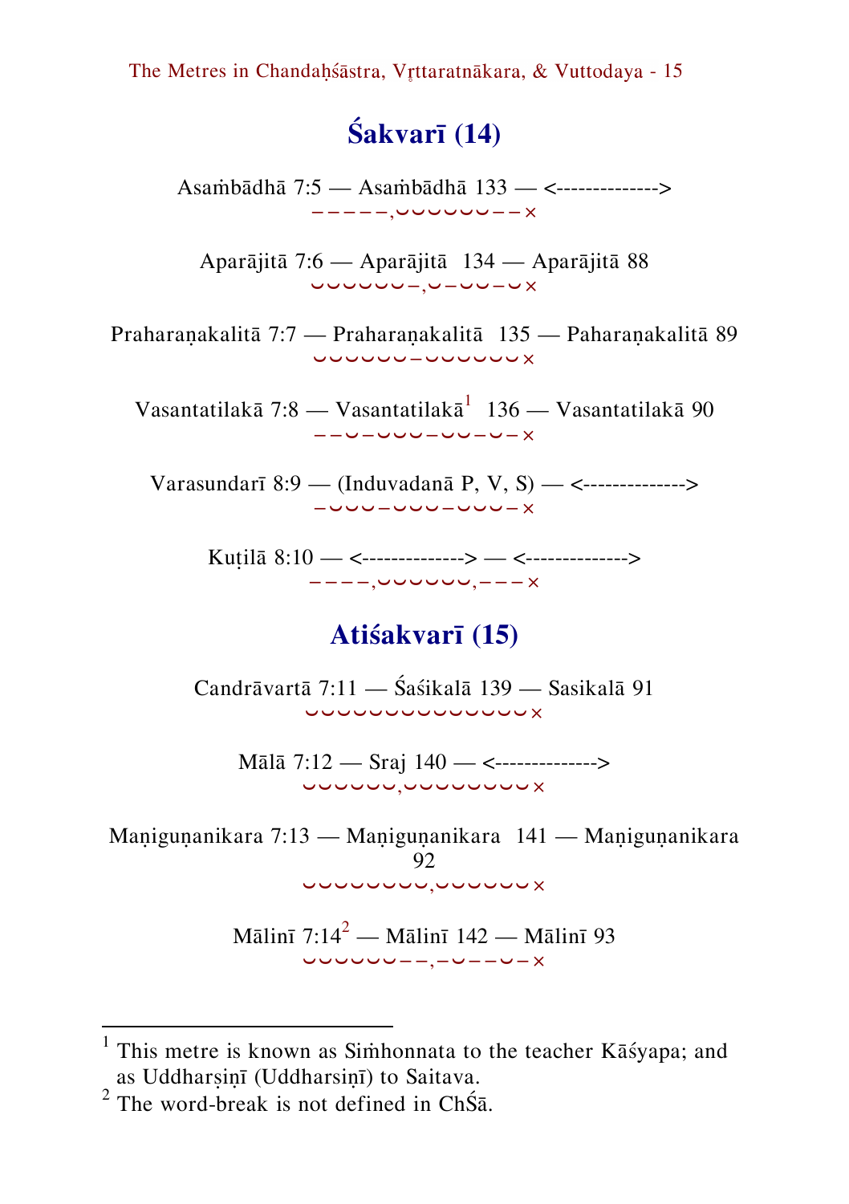## Śakvarī (14)

Asaṁbādhā 7:5 — Asaṁbādhā 133 — <-------------->
−−−−−,⏑⏑⏑⏑⏑⏑−−×

Aparājitā 7:6 — Aparājitā 134 — Aparājitā 88
⏑⏑⏑⏑⏑⏑−,⏑−⏑⏑−⏑×

Praharaṇakalitā 7:7 — Praharaṇakalitā 135 — Paharaṇakalitā 89
⏑⏑⏑⏑⏑⏑−⏑⏑⏑⏑⏑⏑×

Vasantatilakā 7:8 — Vasantatilakā[1] 136 — Vasantatilakā 90
−−⏑−⏑⏑⏑−⏑⏑−⏑−×

Varasundarī 8:9 — (Induvadanā P, V, S) — <-------------->
−⏑⏑⏑−⏑⏑⏑−⏑⏑⏑−×

Kuṭilā 8:10 — <--------------> — <-------------->
−−−−,⏑⏑⏑⏑⏑⏑,−−−×

## Atiśakvarī (15)

Candrāvartā 7:11 — Śaśikalā 139 — Sasikalā 91
⏑⏑⏑⏑⏑⏑⏑⏑⏑⏑⏑⏑⏑⏑×

Mālā 7:12 — Sraj 140 — <-------------->
⏑⏑⏑⏑⏑⏑,⏑⏑⏑⏑⏑⏑⏑⏑×

Maṇiguṇanikara 7:13 — Maṇiguṇanikara 141 — Maṇiguṇanikara 92
⏑⏑⏑⏑⏑⏑⏑⏑,⏑⏑⏑⏑⏑⏑×

Mālinī 7:14[2] — Mālinī 142 — Mālinī 93
⏑⏑⏑⏑⏑⏑−−,−⏑−−⏑−×

---

[1] This metre is known as Siṁhonnata to the teacher Kāśyapa; and as Uddharṣiṇī (Uddharsiṇī) to Saitava.

[2] The word-break is not defined in ChŚā.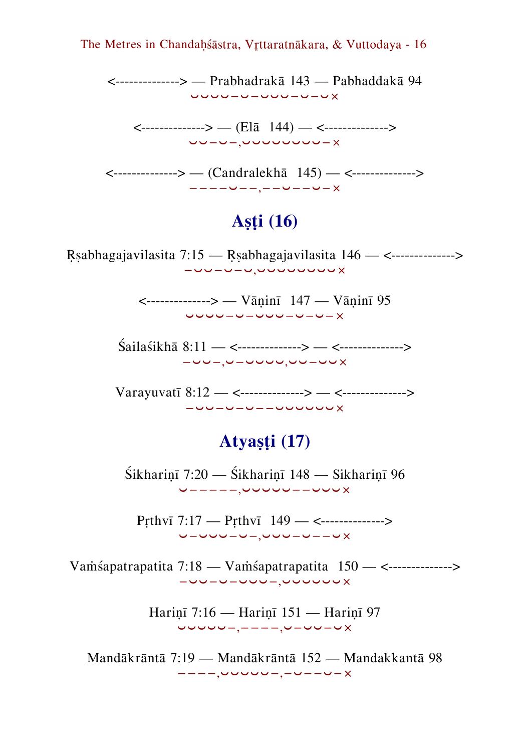<--------------> — Prabhadrakā 143 — Pabhaddakā 94
⏑⏑⏑⏑–⏑–⏑⏑⏑–⏑–⏑×

<--------------> — (Elā 144) — <-------------->
⏑⏑–⏑–,⏑⏑⏑⏑⏑⏑⏑–×

<--------------> — (Candralekhā 145) — <-------------->
––––⏑––,––⏑––⏑–×

## Aṣṭi (16)

Ṛṣabhagajavilasita 7:15 — Ṛṣabhagajavilasita 146 — <-------------->
–⏑⏑–⏑–⏑,⏑⏑⏑⏑⏑⏑⏑×

<--------------> — Vāṇinī 147 — Vāṇinī 95
⏑⏑⏑⏑–⏑–⏑⏑⏑–⏑–⏑–×

Śailaśikhā 8:11 — <--------------> — <-------------->
–⏑⏑–,⏑–⏑⏑⏑⏑,⏑⏑–⏑⏑×

Varayuvatī 8:12 — <--------------> — <-------------->
–⏑⏑–⏑–⏑––⏑⏑⏑⏑⏑×

## Atyaṣṭi (17)

Śikhariṇī 7:20 — Śikhariṇī 148 — Sikhariṇī 96
⏑–––––,⏑⏑⏑⏑⏑––⏑⏑⏑×

Pṛthvī 7:17 — Pṛthvī 149 — <-------------->
⏑–⏑⏑⏑–⏑–,⏑⏑⏑–⏑––⏑×

Vaṁśapatrapatita 7:18 — Vaṁśapatrapatita 150 — <-------------->
–⏑⏑–⏑–⏑⏑⏑–,⏑⏑⏑⏑⏑⏑×

Hariṇī 7:16 — Hariṇī 151 — Hariṇī 97
⏑⏑⏑⏑⏑–,––––,⏑–⏑⏑–⏑×

Mandākrāntā 7:19 — Mandākrāntā 152 — Mandakkantā 98
––––,⏑⏑⏑⏑⏑–,–⏑––⏑–×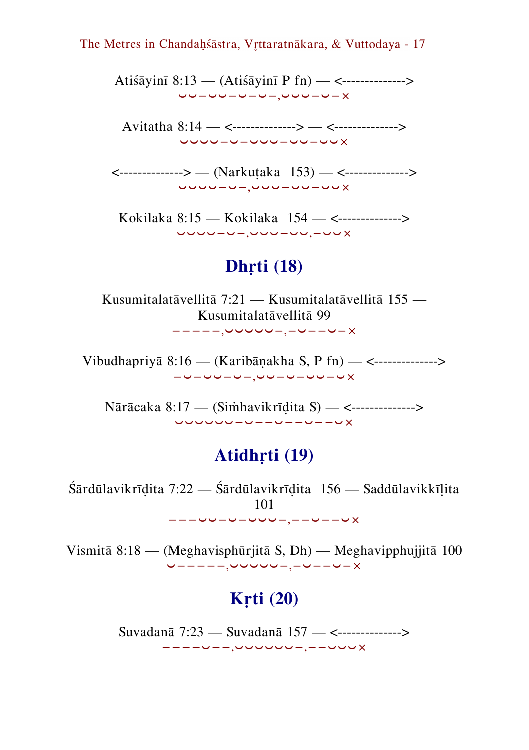Atiśāyinī 8:13 — (Atiśāyinī P fn) — <-------------->
⏑⏑–⏑⏑–⏑–⏑–,⏑⏑⏑–⏑–×

Avitatha 8:14 — <--------------> — <-------------->
⏑⏑⏑⏑–⏑–⏑⏑⏑–⏑⏑–⏑⏑×

<--------------> — (Narkuṭaka 153) — <-------------->
⏑⏑⏑⏑–⏑–,⏑⏑⏑–⏑⏑–⏑⏑×

Kokilaka 8:15 — Kokilaka 154 — <-------------->
⏑⏑⏑⏑–⏑–,⏑⏑⏑–⏑⏑,–⏑⏑×

## Dhṛti (18)

Kusumitalatāvellitā 7:21 — Kusumitalatāvellitā 155 — Kusumitalatāvellitā 99
–––––,⏑⏑⏑⏑⏑–,–⏑–––⏑–×

Vibudhapriyā 8:16 — (Karibāṇakha S, P fn) — <-------------->
–⏑–⏑⏑–⏑–,⏑⏑–⏑–⏑⏑–⏑×

Nārācaka 8:17 — (Siṁhavikrīḍita S) — <-------------->
⏑⏑⏑⏑⏑⏑–⏑––⏑–––⏑–––⏑×

## Atidhṛti (19)

Śārdūlavikrīḍita 7:22 — Śārdūlavikrīḍita 156 — Saddūlavikkīḷita 101
–––⏑⏑–⏑–⏑⏑⏑–,––⏑–––⏑×

Vismitā 8:18 — (Meghavisphūrjitā S, Dh) — Meghavipphujjitā 100
⏑–––––,⏑⏑⏑⏑⏑–,–⏑–––⏑–×

## Kṛti (20)

Suvadanā 7:23 — Suvadanā 157 — <-------------->
––––⏑––,⏑⏑⏑⏑⏑⏑–,––⏑⏑⏑×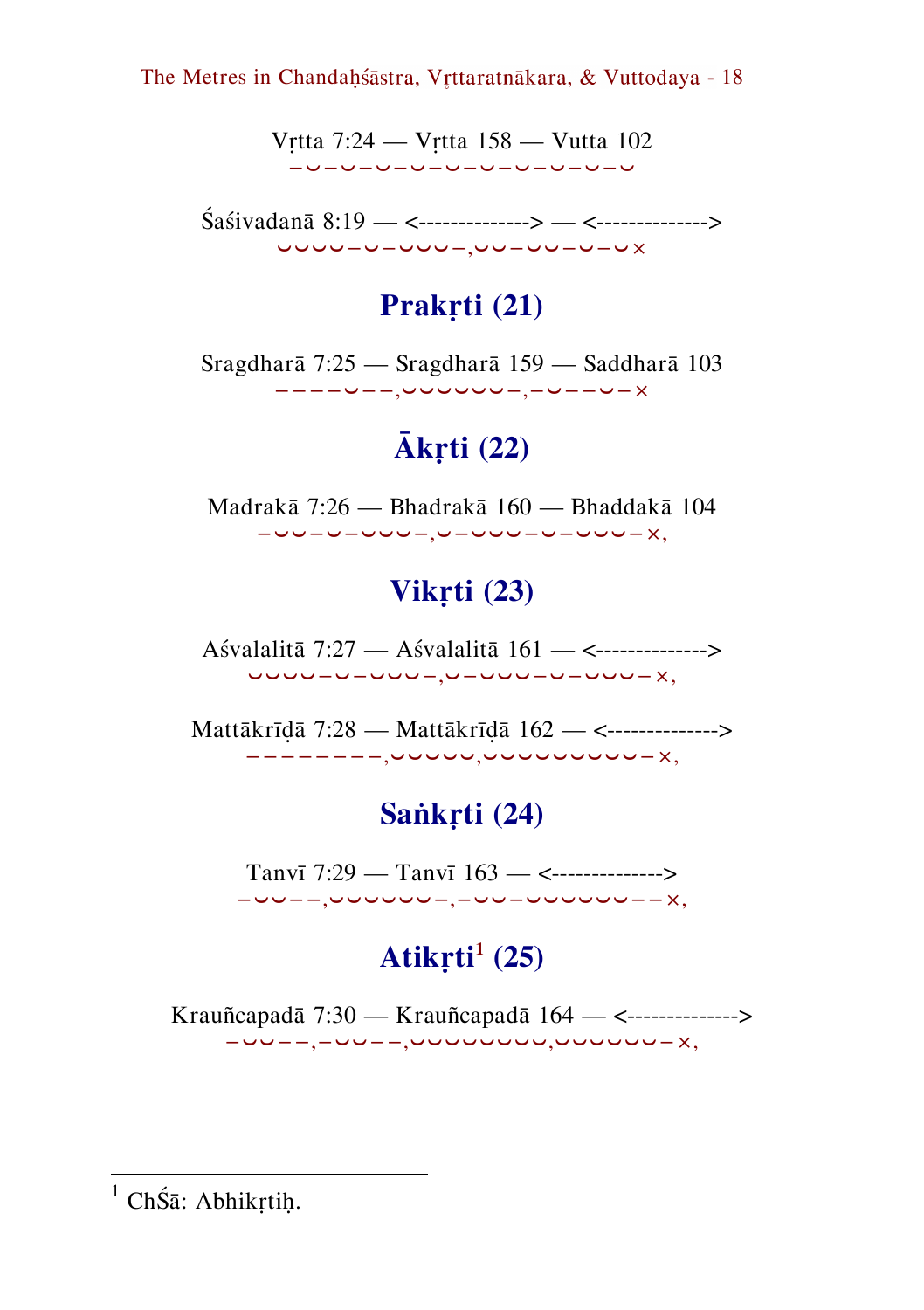Vṛtta 7:24 — Vṛtta 158 — Vutta 102
–⏑–⏑–⏑–⏑–⏑–⏑–⏑–⏑–⏑–⏑

Śaśivadanā 8:19 — <--------------> — <-------------->
⏑⏑⏑⏑–⏑–⏑⏑⏑–,⏑⏑–⏑⏑–⏑–⏑×

## Prakṛti (21)

Sragdharā 7:25 — Sragdharā 159 — Saddharā 103
––––⏑––,⏑⏑⏑⏑⏑⏑–,–⏑––⏑–×

## Ākṛti (22)

Madrakā 7:26 — Bhadrakā 160 — Bhaddakā 104
–⏑⏑–⏑–⏑⏑⏑–,⏑–⏑⏑⏑–⏑–⏑⏑⏑–×,

## Vikṛti (23)

Aśvalalitā 7:27 — Aśvalalitā 161 — <-------------->
⏑⏑⏑⏑–⏑–⏑⏑⏑–,⏑–⏑⏑⏑–⏑–⏑⏑⏑–×,

Mattākrīḍā 7:28 — Mattākrīḍā 162 — <-------------->
––––––––,⏑⏑⏑⏑⏑,⏑⏑⏑⏑⏑⏑⏑⏑–×,

## Saṅkṛti (24)

Tanvī 7:29 — Tanvī 163 — <-------------->
–⏑⏑––,⏑⏑⏑⏑⏑⏑–,–⏑⏑–⏑⏑⏑⏑⏑⏑––×,

## Atikṛti[1] (25)

Krauñcapadā 7:30 — Krauñcapadā 164 — <-------------->
–⏑⏑––,–⏑⏑––,⏑⏑⏑⏑⏑⏑⏑⏑,⏑⏑⏑⏑⏑⏑–×,

---

[1] ChŚā: Abhikṛtiḥ.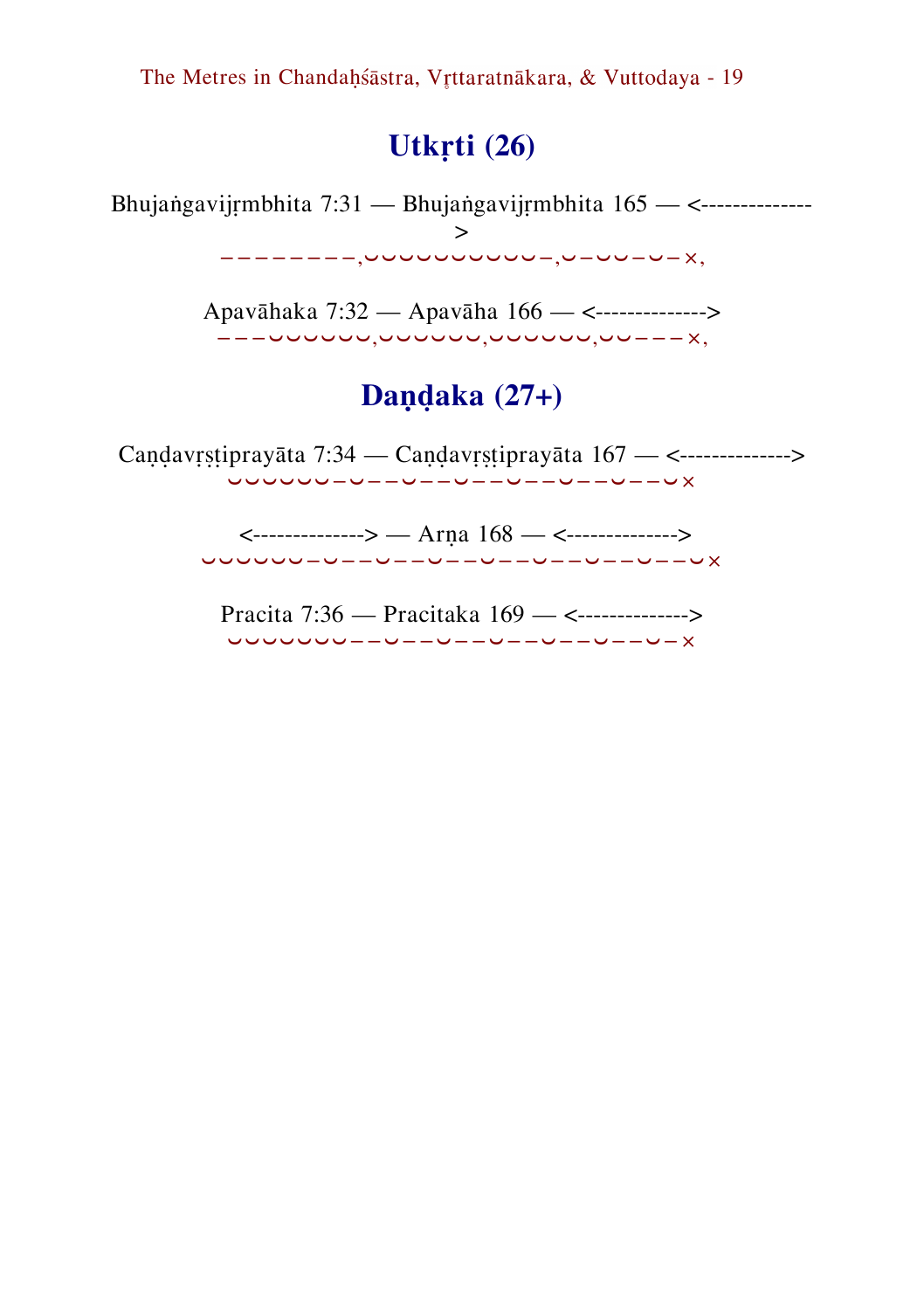## Utkṛti (26)

Bhujaṅgavijṛmbhita 7:31 — Bhujaṅgavijṛmbhita 165 — <-------------->
−−−−−−−−,⏑⏑⏑⏑⏑⏑⏑⏑⏑⏑−,⏑−⏑⏑−⏑−×,

Apavāhaka 7:32 — Apavāha 166 — <-------------->
−−−⏑⏑⏑⏑⏑⏑,⏑⏑⏑⏑⏑⏑,⏑⏑⏑⏑⏑⏑,⏑⏑−−−×,

## Daṇḍaka (27+)

Caṇḍavṛṣṭiprayāta 7:34 — Caṇḍavṛṣṭiprayāta 167 — <-------------->
⏑⏑⏑⏑⏑⏑−⏑−−⏑−−⏑−−⏑−−⏑−−⏑−−⏑×

<--------------> — Arṇa 168 — <-------------->
⏑⏑⏑⏑⏑⏑−⏑−−⏑−−⏑−−⏑−−⏑−−⏑−−⏑−−⏑×

Pracita 7:36 — Pracitaka 169 — <-------------->
⏑⏑⏑⏑⏑⏑−−⏑−−⏑−−⏑−−⏑−−⏑−−⏑−×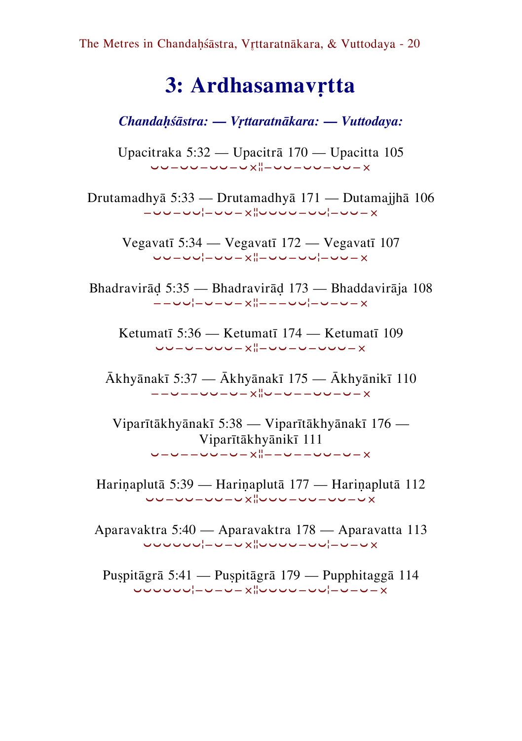# 3: Ardhasamavṛtta

***Chandaḥśāstra: — Vṛttaratnākara: — Vuttodaya:***

Upacitraka 5:32 — Upacitrā 170 — Upacitta 105
⏑⏑–⏑⏑–⏑⏑–⏑×¦¦–⏑⏑–⏑⏑–⏑⏑–×

Drutamadhyā 5:33 — Drutamadhyā 171 — Dutamajjhā 106
–⏑⏑–⏑⏑¦–⏑⏑–×¦¦⏑⏑⏑⏑–⏑⏑¦–⏑⏑–×

Vegavatī 5:34 — Vegavatī 172 — Vegavatī 107
⏑⏑–⏑⏑¦–⏑⏑–×¦¦–⏑⏑–⏑⏑¦–⏑⏑–×

Bhadravirāḍ 5:35 — Bhadravirāḍ 173 — Bhaddavirāja 108
––⏑⏑¦–⏑–⏑–×¦¦–––⏑⏑¦–⏑–⏑–×

Ketumatī 5:36 — Ketumatī 174 — Ketumatī 109
⏑⏑–⏑–⏑⏑⏑–×¦¦–⏑⏑–⏑–⏑⏑⏑–×

Ākhyānakī 5:37 — Ākhyānakī 175 — Ākhyānikī 110
––⏑––⏑⏑–⏑–×¦¦⏑–⏑––⏑⏑–⏑–×

Viparītākhyānakī 5:38 — Viparītākhyānakī 176 — Viparītākhyānikī 111
⏑–⏑––⏑⏑–⏑–×¦¦––⏑––⏑⏑–⏑–×

Hariṇaplutā 5:39 — Hariṇaplutā 177 — Hariṇaplutā 112
⏑⏑–⏑⏑–⏑⏑–⏑×¦¦⏑⏑⏑–⏑⏑–⏑⏑–⏑×

Aparavaktra 5:40 — Aparavaktra 178 — Aparavatta 113
⏑⏑⏑⏑⏑⏑¦–⏑–⏑×¦¦⏑⏑⏑⏑–⏑⏑¦–⏑–⏑×

Puṣpitāgrā 5:41 — Puṣpitāgrā 179 — Pupphitaggā 114
⏑⏑⏑⏑⏑⏑¦–⏑–⏑–×¦¦⏑⏑⏑⏑–⏑⏑¦–⏑–⏑–×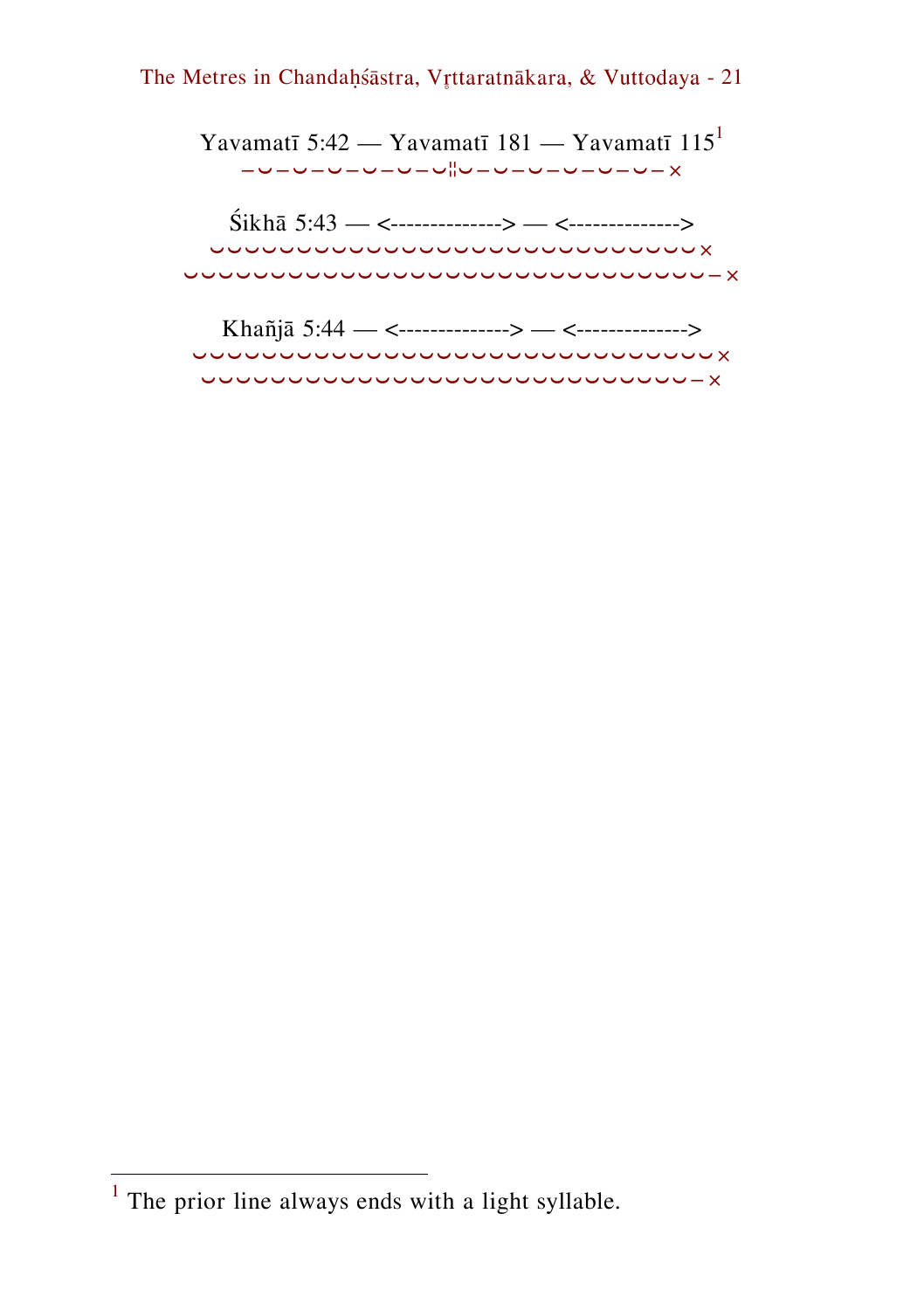Yavamatī 5:42 — Yavamatī 181 — Yavamatī 115[1]

– ⏑ – ⏑ – ⏑ – ⏑ – ⏑ – ⏑ ¦ ⏑ – ⏑ – ⏑ – ⏑ – ⏑ – ⏑ – ×

Śikhā 5:43 — <--------------> — <-------------->

⏑ ⏑ ⏑ ⏑ ⏑ ⏑ ⏑ ⏑ ⏑ ⏑ ⏑ ⏑ ⏑ ⏑ ⏑ ⏑ ⏑ ⏑ ⏑ ⏑ ⏑ ⏑ ⏑ ⏑ ⏑ ⏑ ⏑ ⏑ ⏑ ⏑ ×

⏑ ⏑ ⏑ ⏑ ⏑ ⏑ ⏑ ⏑ ⏑ ⏑ ⏑ ⏑ ⏑ ⏑ ⏑ ⏑ ⏑ ⏑ ⏑ ⏑ ⏑ ⏑ ⏑ ⏑ ⏑ ⏑ ⏑ ⏑ ⏑ ⏑ – ×

Khañjā 5:44 — <--------------> — <-------------->

⏑ ⏑ ⏑ ⏑ ⏑ ⏑ ⏑ ⏑ ⏑ ⏑ ⏑ ⏑ ⏑ ⏑ ⏑ ⏑ ⏑ ⏑ ⏑ ⏑ ⏑ ⏑ ⏑ ⏑ ⏑ ⏑ ⏑ ⏑ ⏑ ⏑ ⏑ ⏑ ×

⏑ ⏑ ⏑ ⏑ ⏑ ⏑ ⏑ ⏑ ⏑ ⏑ ⏑ ⏑ ⏑ ⏑ ⏑ ⏑ ⏑ ⏑ ⏑ ⏑ ⏑ ⏑ ⏑ ⏑ ⏑ ⏑ ⏑ ⏑ ⏑ ⏑ – ×

---

[1] The prior line always ends with a light syllable.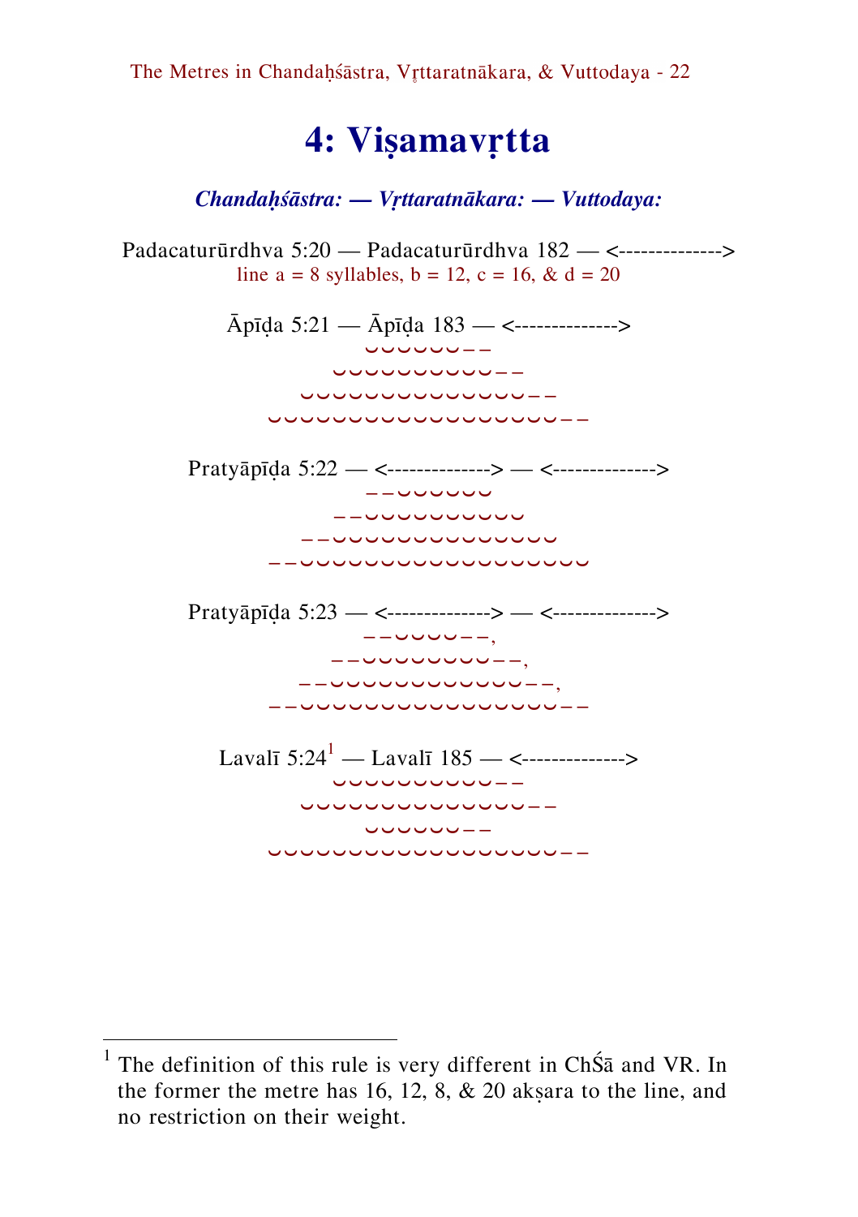# 4: Viṣamavṛtta

***Chandaḥśāstra: — Vṛttaratnākara: — Vuttodaya:***

Padacaturūrdhva 5:20 — Padacaturūrdhva 182 — <-------------->
line a = 8 syllables, b = 12, c = 16, & d = 20

Āpīḍa 5:21 — Āpīḍa 183 — <-------------->
⏑⏑⏑⏑⏑⏑– –
⏑⏑⏑⏑⏑⏑⏑⏑⏑⏑– –
⏑⏑⏑⏑⏑⏑⏑⏑⏑⏑⏑⏑⏑⏑– –
⏑⏑⏑⏑⏑⏑⏑⏑⏑⏑⏑⏑⏑⏑⏑⏑⏑⏑– –

Pratyāpīḍa 5:22 — <--------------> — <-------------->
– –⏑⏑⏑⏑⏑⏑
– –⏑⏑⏑⏑⏑⏑⏑⏑⏑⏑
– –⏑⏑⏑⏑⏑⏑⏑⏑⏑⏑⏑⏑⏑⏑
– –⏑⏑⏑⏑⏑⏑⏑⏑⏑⏑⏑⏑⏑⏑⏑⏑⏑⏑

Pratyāpīḍa 5:23 — <--------------> — <-------------->
– –⏑⏑⏑⏑– –,
– –⏑⏑⏑⏑⏑⏑⏑⏑– –,
– –⏑⏑⏑⏑⏑⏑⏑⏑⏑⏑⏑⏑– –,
– –⏑⏑⏑⏑⏑⏑⏑⏑⏑⏑⏑⏑⏑⏑⏑⏑– –

Lavalī 5:24[1] — Lavalī 185 — <-------------->
⏑⏑⏑⏑⏑⏑⏑⏑⏑⏑– –
⏑⏑⏑⏑⏑⏑⏑⏑⏑⏑⏑⏑⏑⏑– –
⏑⏑⏑⏑⏑⏑– –
⏑⏑⏑⏑⏑⏑⏑⏑⏑⏑⏑⏑⏑⏑⏑⏑⏑⏑– –

---

[1] The definition of this rule is very different in ChŚā and VR. In the former the metre has 16, 12, 8, & 20 akṣara to the line, and no restriction on their weight.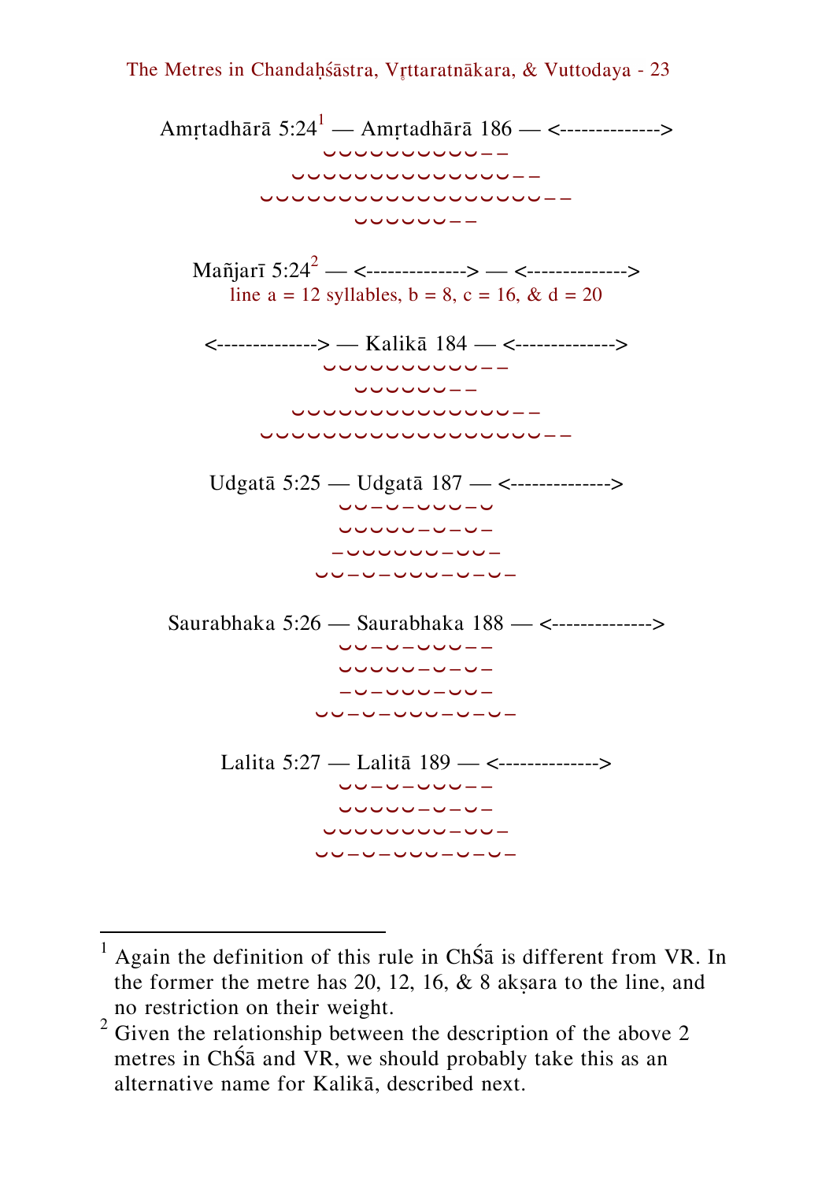Amṛtadhārā 5:24[1] — Amṛtadhārā 186 — <-------------->

⏑⏑⏑⏑⏑⏑⏑⏑⏑⏑– –

⏑⏑⏑⏑⏑⏑⏑⏑⏑⏑⏑⏑⏑⏑– –

⏑⏑⏑⏑⏑⏑⏑⏑⏑⏑⏑⏑⏑⏑⏑⏑⏑⏑– –

⏑⏑⏑⏑⏑⏑– –

Mañjarī 5:24[2] — <--------------> — <-------------->

line a = 12 syllables, b = 8, c = 16, & d = 20

<--------------> — Kalikā 184 — <-------------->

⏑⏑⏑⏑⏑⏑⏑⏑⏑⏑– –

⏑⏑⏑⏑⏑⏑– –

⏑⏑⏑⏑⏑⏑⏑⏑⏑⏑⏑⏑⏑⏑– –

⏑⏑⏑⏑⏑⏑⏑⏑⏑⏑⏑⏑⏑⏑⏑⏑⏑⏑– –

Udgatā 5:25 — Udgatā 187 — <-------------->

⏑⏑–⏑–⏑⏑⏑–⏑

⏑⏑⏑⏑⏑–⏑–⏑–

–⏑⏑⏑⏑⏑⏑–⏑⏑–

⏑⏑–⏑–⏑⏑⏑–⏑–⏑–

Saurabhaka 5:26 — Saurabhaka 188 — <-------------->

⏑⏑–⏑–⏑⏑⏑– –

⏑⏑⏑⏑⏑–⏑–⏑–

–⏑–⏑⏑⏑–⏑⏑–

⏑⏑–⏑–⏑⏑⏑–⏑–⏑–

Lalita 5:27 — Lalitā 189 — <-------------->

⏑⏑–⏑–⏑⏑⏑– –

⏑⏑⏑⏑⏑–⏑–⏑–

⏑⏑⏑⏑⏑⏑⏑⏑–⏑⏑–

⏑⏑–⏑–⏑⏑⏑–⏑–⏑–

---

[1] Again the definition of this rule in ChŚā is different from VR. In the former the metre has 20, 12, 16, & 8 akṣara to the line, and no restriction on their weight.

[2] Given the relationship between the description of the above 2 metres in ChŚā and VR, we should probably take this as an alternative name for Kalikā, described next.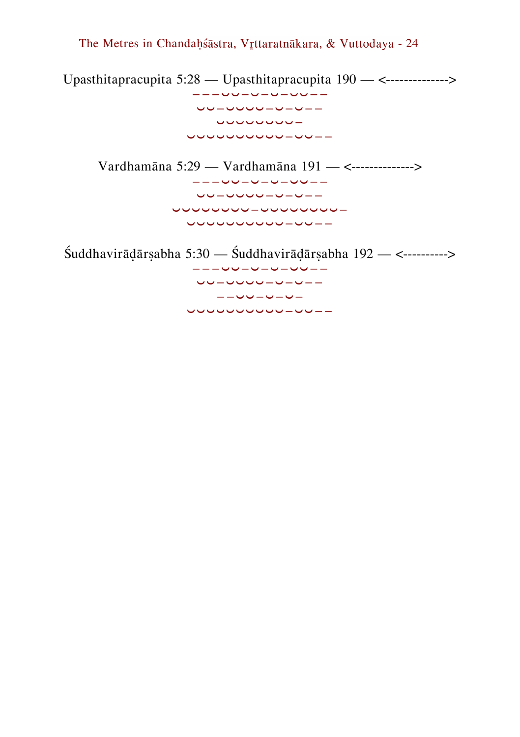Upasthitapracupita 5:28 — Upasthitapracupita 190 — <-------------->

– – – ⏑ ⏑ – ⏑ – ⏑ – ⏑ ⏑ – –
⏑ ⏑ – ⏑ ⏑ ⏑ ⏑ – ⏑ – ⏑ – –
⏑ ⏑ ⏑ ⏑ ⏑ ⏑ ⏑ ⏑ –
⏑ ⏑ ⏑ ⏑ ⏑ ⏑ ⏑ ⏑ ⏑ ⏑ – ⏑ ⏑ – –

Vardhamāna 5:29 — Vardhamāna 191 — <-------------->

– – – ⏑ ⏑ – ⏑ – ⏑ – ⏑ ⏑ – –
⏑ ⏑ – ⏑ ⏑ ⏑ ⏑ – ⏑ – ⏑ – –
⏑ ⏑ ⏑ ⏑ ⏑ ⏑ ⏑ ⏑ – ⏑ ⏑ ⏑ ⏑ ⏑ ⏑ ⏑ ⏑ –
⏑ ⏑ ⏑ ⏑ ⏑ ⏑ ⏑ ⏑ ⏑ ⏑ – ⏑ ⏑ – –

Śuddhavirāḍārṣabha 5:30 — Śuddhavirāḍārṣabha 192 — <---------->

– – – ⏑ ⏑ – ⏑ – ⏑ – ⏑ ⏑ – –
⏑ ⏑ – ⏑ ⏑ ⏑ ⏑ – ⏑ – ⏑ – –
– – ⏑ ⏑ – ⏑ – ⏑ –
⏑ ⏑ ⏑ ⏑ ⏑ ⏑ ⏑ ⏑ ⏑ ⏑ – ⏑ ⏑ – –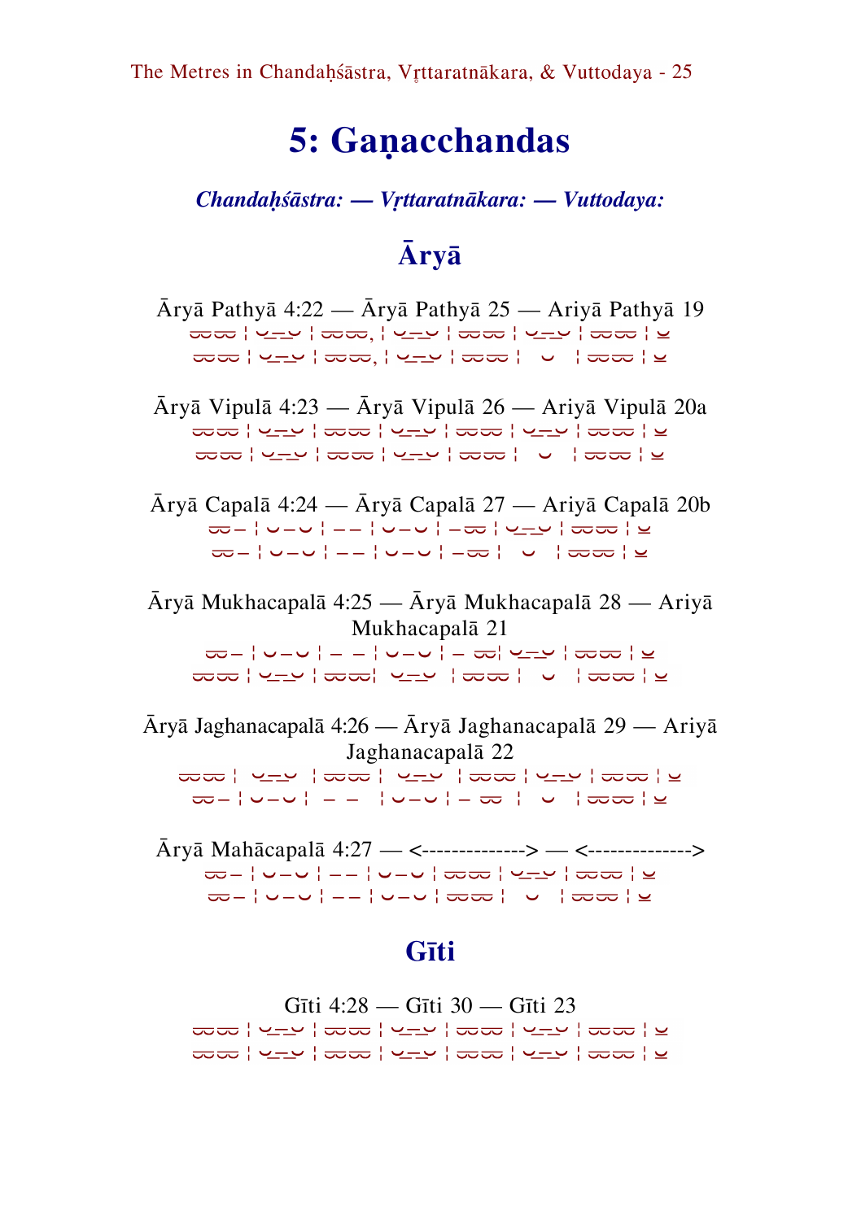# 5: Gaṇacchandas

***Chandaḥśāstra: — Vṛttaratnākara: — Vuttodaya:***

## Āryā

Āryā Pathyā 4:22 — Āryā Pathyā 25 — Ariyā Pathyā 19

⏑⏑⏑⏑ ¦ ⏑–⏑ ¦ ⏑⏑⏑⏑, ¦ ⏑–⏑ ¦ ⏑⏑⏑⏑ ¦ ⏑–⏑ ¦ ⏑⏑⏑⏑ ¦ ⏓
⏑⏑⏑⏑ ¦ ⏑–⏑ ¦ ⏑⏑⏑⏑, ¦ ⏑–⏑ ¦ ⏑⏑⏑⏑ ¦ ⏑ ¦ ⏑⏑⏑⏑ ¦ ⏓

Āryā Vipulā 4:23 — Āryā Vipulā 26 — Ariyā Vipulā 20a

⏑⏑⏑⏑ ¦ ⏑–⏑ ¦ ⏑⏑⏑⏑ ¦ ⏑–⏑ ¦ ⏑⏑⏑⏑ ¦ ⏑–⏑ ¦ ⏑⏑⏑⏑ ¦ ⏓
⏑⏑⏑⏑ ¦ ⏑–⏑ ¦ ⏑⏑⏑⏑ ¦ ⏑–⏑ ¦ ⏑⏑⏑⏑ ¦ ⏑ ¦ ⏑⏑⏑⏑ ¦ ⏓

Āryā Capalā 4:24 — Āryā Capalā 27 — Ariyā Capalā 20b

⏑⏑ – ¦ ⏑ – ⏑ ¦ – – ¦ ⏑ – ⏑ ¦ – ⏑⏑ ¦ ⏑–⏑ ¦ ⏑⏑⏑⏑ ¦ ⏓
⏑⏑ – ¦ ⏑ – ⏑ ¦ – – ¦ ⏑ – ⏑ ¦ – ⏑⏑ ¦ ⏑ ¦ ⏑⏑⏑⏑ ¦ ⏓

Āryā Mukhacapalā 4:25 — Āryā Mukhacapalā 28 — Ariyā Mukhacapalā 21

⏑⏑ – ¦ ⏑ – ⏑ ¦ – – ¦ ⏑ – ⏑ ¦ – ⏑⏑ ¦ ⏑–⏑ ¦ ⏑⏑⏑⏑ ¦ ⏓
⏑⏑⏑⏑ ¦ ⏑–⏑ ¦ ⏑⏑⏑⏑ ¦ ⏑–⏑ ¦ ⏑⏑⏑⏑ ¦ ⏑ ¦ ⏑⏑⏑⏑ ¦ ⏓

Āryā Jaghanacapalā 4:26 — Āryā Jaghanacapalā 29 — Ariyā Jaghanacapalā 22

⏑⏑⏑⏑ ¦ ⏑–⏑ ¦ ⏑⏑⏑⏑ ¦ ⏑–⏑ ¦ ⏑⏑⏑⏑ ¦ ⏑–⏑ ¦ ⏑⏑⏑⏑ ¦ ⏓
⏑⏑ – ¦ ⏑ – ⏑ ¦ – – ¦ ⏑ – ⏑ ¦ – ⏑⏑ ¦ ⏑ ¦ ⏑⏑⏑⏑ ¦ ⏓

Āryā Mahācapalā 4:27 — <--------------> — <-------------->

⏑⏑ – ¦ ⏑ – ⏑ ¦ – – ¦ ⏑ – ⏑ ¦ ⏑⏑⏑⏑ ¦ ⏑–⏑ ¦ ⏑⏑⏑⏑ ¦ ⏓
⏑⏑ – ¦ ⏑ – ⏑ ¦ – – ¦ ⏑ – ⏑ ¦ ⏑⏑⏑⏑ ¦ ⏑ ¦ ⏑⏑⏑⏑ ¦ ⏓

## Gīti

Gīti 4:28 — Gīti 30 — Gīti 23

⏑⏑⏑⏑ ¦ ⏑–⏑ ¦ ⏑⏑⏑⏑ ¦ ⏑–⏑ ¦ ⏑⏑⏑⏑ ¦ ⏑–⏑ ¦ ⏑⏑⏑⏑ ¦ ⏓
⏑⏑⏑⏑ ¦ ⏑–⏑ ¦ ⏑⏑⏑⏑ ¦ ⏑–⏑ ¦ ⏑⏑⏑⏑ ¦ ⏑–⏑ ¦ ⏑⏑⏑⏑ ¦ ⏓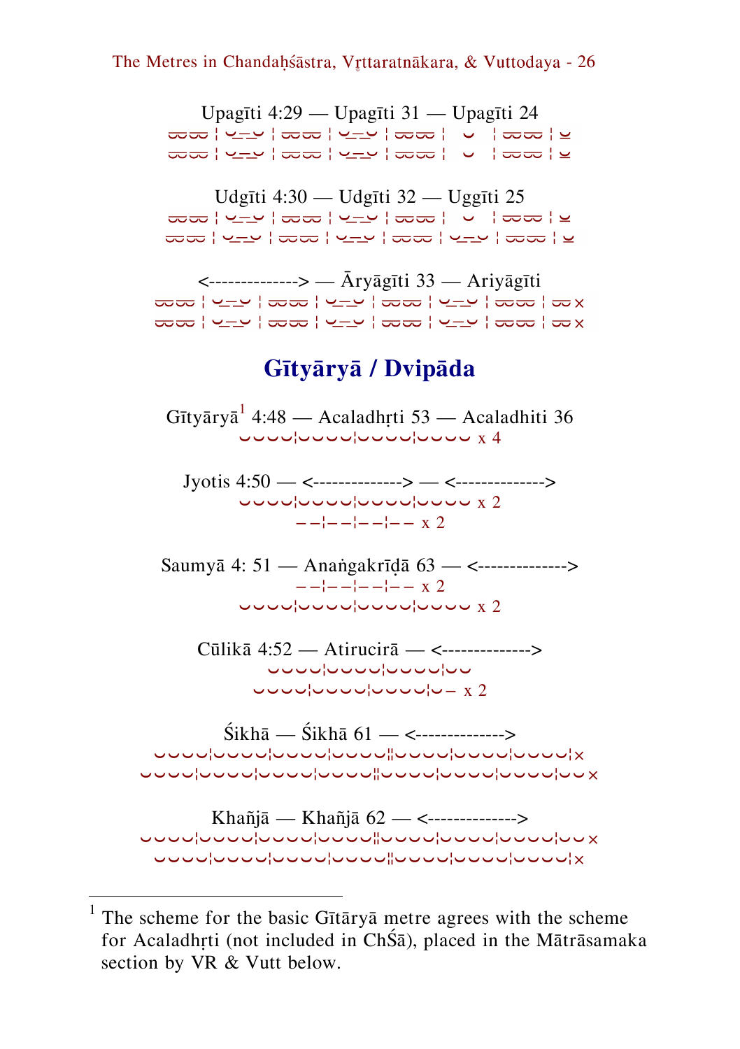Upagīti 4:29 — Upagīti 31 — Upagīti 24

⏓⏓ ¦ ⏑–⏑ ¦ ⏓⏓ ¦ ⏑–⏑ ¦ ⏓⏓ ¦ ⏑ ¦ ⏓⏓ ¦ ⏓
⏓⏓ ¦ ⏑–⏑ ¦ ⏓⏓ ¦ ⏑–⏑ ¦ ⏓⏓ ¦ ⏑ ¦ ⏓⏓ ¦ ⏓

Udgīti 4:30 — Udgīti 32 — Uggīti 25

⏓⏓ ¦ ⏑–⏑ ¦ ⏓⏓ ¦ ⏑–⏑ ¦ ⏓⏓ ¦ ⏑ ¦ ⏓⏓ ¦ ⏓
⏓⏓ ¦ ⏑–⏑ ¦ ⏓⏓ ¦ ⏑–⏑ ¦ ⏓⏓ ¦ ⏑–⏑ ¦ ⏓⏓ ¦ ⏓

<--------------> — Āryāgīti 33 — Ariyāgīti

⏓⏓ ¦ ⏑–⏑ ¦ ⏓⏓ ¦ ⏑–⏑ ¦ ⏓⏓ ¦ ⏑–⏑ ¦ ⏓⏓ ¦ ⏓×
⏓⏓ ¦ ⏑–⏑ ¦ ⏓⏓ ¦ ⏑–⏑ ¦ ⏓⏓ ¦ ⏑–⏑ ¦ ⏓⏓ ¦ ⏓×

## Gītyāryā / Dvipāda

Gītyāryā[1] 4:48 — Acaladhṛti 53 — Acaladhiti 36

⏑⏑⏑⏑¦⏑⏑⏑⏑¦⏑⏑⏑⏑¦⏑⏑⏑⏑ x 4

Jyotis 4:50 — <--------------> — <-------------->

⏑⏑⏑⏑¦⏑⏑⏑⏑¦⏑⏑⏑⏑¦⏑⏑⏑⏑ x 2
– –¦– –¦– –¦– – x 2

Saumyā 4: 51 — Anaṅgakrīḍā 63 — <-------------->

– –¦– –¦– –¦– – x 2
⏑⏑⏑⏑¦⏑⏑⏑⏑¦⏑⏑⏑⏑¦⏑⏑⏑⏑ x 2

Cūlikā 4:52 — Atirucirā — <-------------->

⏑⏑⏑⏑¦⏑⏑⏑⏑¦⏑⏑⏑⏑¦⏑⏑
⏑⏑⏑⏑¦⏑⏑⏑⏑¦⏑⏑⏑⏑¦⏑– x 2

Śikhā — Śikhā 61 — <-------------->

⏑⏑⏑⏑¦⏑⏑⏑⏑¦⏑⏑⏑⏑¦⏑⏑⏑⏑¦¦⏑⏑⏑⏑¦⏑⏑⏑⏑¦⏑⏑⏑⏑¦×
⏑⏑⏑⏑¦⏑⏑⏑⏑¦⏑⏑⏑⏑¦⏑⏑⏑⏑¦¦⏑⏑⏑⏑¦⏑⏑⏑⏑¦⏑⏑⏑⏑¦⏑⏑×

Khañjā — Khañjā 62 — <-------------->

⏑⏑⏑⏑¦⏑⏑⏑⏑¦⏑⏑⏑⏑¦⏑⏑⏑⏑¦¦⏑⏑⏑⏑¦⏑⏑⏑⏑¦⏑⏑⏑⏑¦⏑⏑×
⏑⏑⏑⏑¦⏑⏑⏑⏑¦⏑⏑⏑⏑¦⏑⏑⏑⏑¦¦⏑⏑⏑⏑¦⏑⏑⏑⏑¦⏑⏑⏑⏑¦×

---

[1] The scheme for the basic Gītāryā metre agrees with the scheme for Acaladhṛti (not included in ChŚā), placed in the Mātrāsamaka section by VR & Vutt below.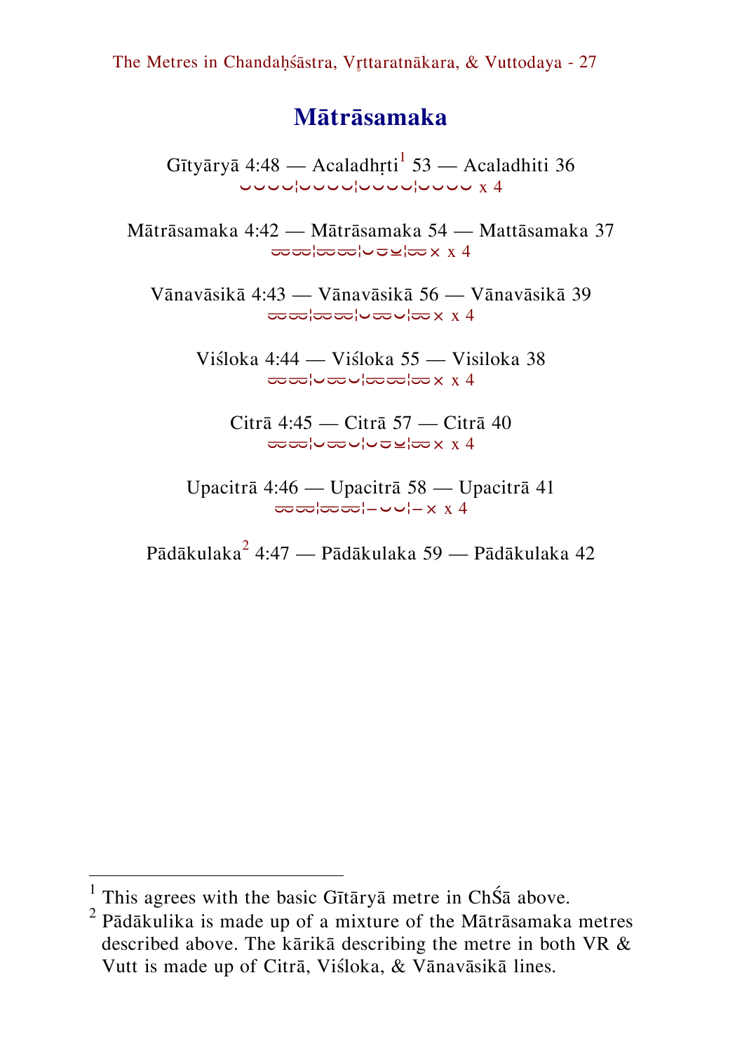## Mātrāsamaka

Gītyāryā 4:48 — Acaladhṛti[1] 53 — Acaladhiti 36
⏑⏑⏑⏑¦⏑⏑⏑⏑¦⏑⏑⏑⏑¦⏑⏑⏑⏑ x 4

Mātrāsamaka 4:42 — Mātrāsamaka 54 — Mattāsamaka 37
⏓⏓¦⏓⏓¦⏑⏓⏓¦⏓× x 4

Vānavāsikā 4:43 — Vānavāsikā 56 — Vānavāsikā 39
⏓⏓¦⏓⏓¦⏑⏓⏑¦⏓× x 4

Viśloka 4:44 — Viśloka 55 — Visiloka 38
⏓⏓¦⏑⏓⏑¦⏓⏓¦⏓× x 4

Citrā 4:45 — Citrā 57 — Citrā 40
⏓⏓¦⏑⏓⏑¦⏑⏓⏓¦⏓× x 4

Upacitrā 4:46 — Upacitrā 58 — Upacitrā 41
⏓⏓¦⏓⏓¦–⏑⏑¦–× x 4

Pādākulaka[2] 4:47 — Pādākulaka 59 — Pādākulaka 42

[1] This agrees with the basic Gītāryā metre in ChŚā above.
[2] Pādākulika is made up of a mixture of the Mātrāsamaka metres described above. The kārikā describing the metre in both VR & Vutt is made up of Citrā, Viśloka, & Vānavāsikā lines.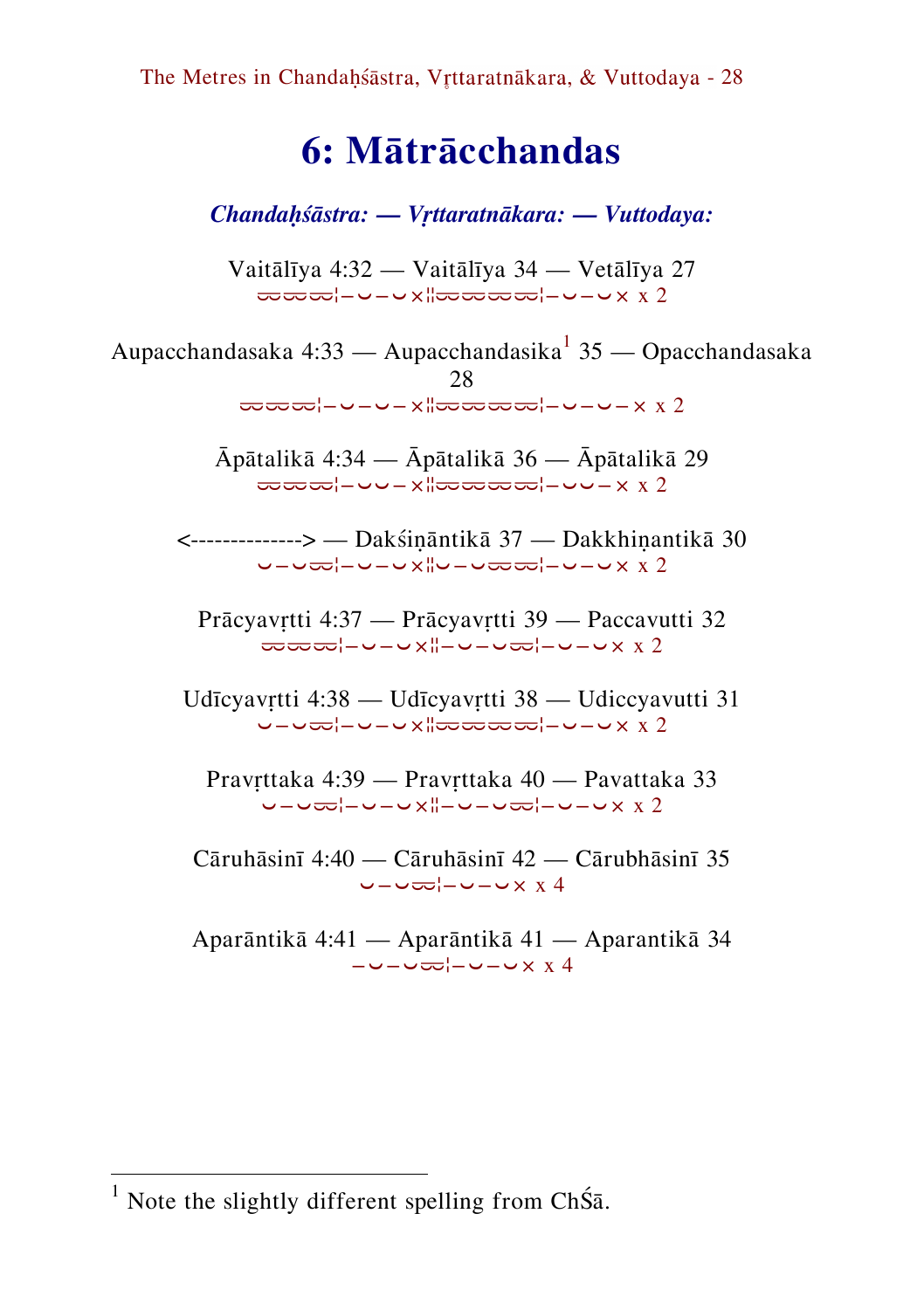# 6: Mātrācchandas

***Chandaḥśāstra: — Vṛttaratnākara: — Vuttodaya:***

Vaitālīya 4:32 — Vaitālīya 34 — Vetālīya 27
⏑⏑⏑⏑⏑⏑¦–⏑–⏑×¦¦⏑⏑⏑⏑⏑⏑⏑⏑¦–⏑–⏑× x 2

Aupacchandasaka 4:33 — Aupacchandasika[1] 35 — Opacchandasaka 28
⏑⏑⏑⏑⏑⏑¦–⏑–⏑–×¦¦⏑⏑⏑⏑⏑⏑⏑⏑¦–⏑–⏑–× x 2

Āpātalikā 4:34 — Āpātalikā 36 — Āpātalikā 29
⏑⏑⏑⏑⏑⏑¦–⏑⏑–×¦¦⏑⏑⏑⏑⏑⏑⏑⏑¦–⏑⏑–× x 2

<--------------> — Dakśiṇāntikā 37 — Dakkhiṇantikā 30
⏑–⏑⏑⏑¦–⏑–⏑×¦¦⏑–⏑⏑⏑⏑⏑¦–⏑–⏑× x 2

Prācyavṛtti 4:37 — Prācyavṛtti 39 — Paccavutti 32
⏑⏑⏑⏑⏑⏑¦–⏑–⏑×¦¦–⏑–⏑⏑⏑¦–⏑–⏑× x 2

Udīcyavṛtti 4:38 — Udīcyavṛtti 38 — Udiccyavutti 31
⏑–⏑⏑⏑¦–⏑–⏑×¦¦⏑⏑⏑⏑⏑⏑⏑⏑¦–⏑–⏑× x 2

Pravṛttaka 4:39 — Pravṛttaka 40 — Pavattaka 33
⏑–⏑⏑⏑¦–⏑–⏑×¦¦–⏑–⏑⏑⏑¦–⏑–⏑× x 2

Cāruhāsinī 4:40 — Cāruhāsinī 42 — Cārubhāsinī 35
⏑–⏑⏑⏑¦–⏑–⏑× x 4

Aparāntikā 4:41 — Aparāntikā 41 — Aparantikā 34
–⏑–⏑⏑⏑¦–⏑–⏑× x 4

---

[1] Note the slightly different spelling from ChŚā.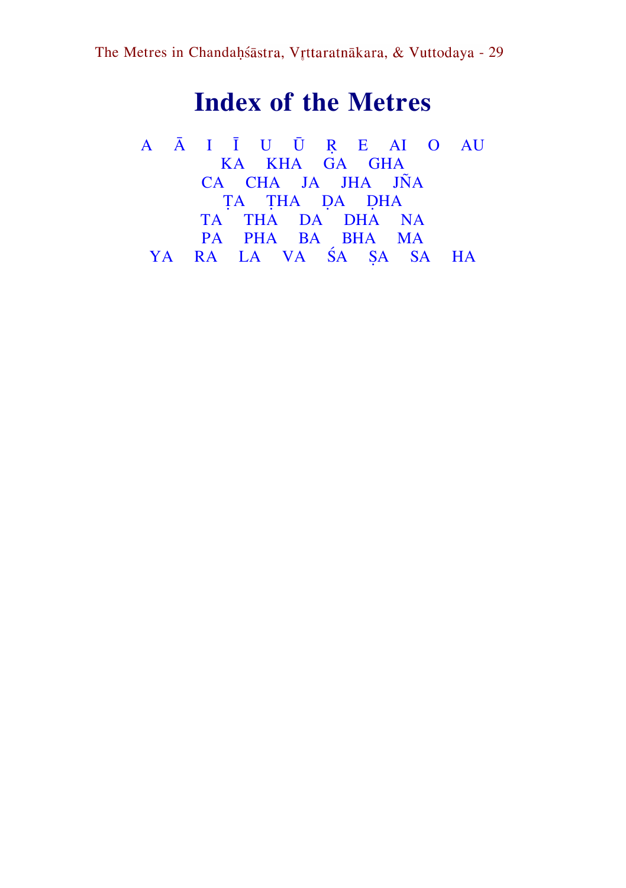# Index of the Metres

A Ā I Ī U Ū Ṛ E AI O AU
KA KHA GA GHA
CA CHA JA JHA JÑA
ṬA ṬHA ḌA ḌHA
TA THA DA DHA NA
PA PHA BA BHA MA
YA RA LA VA ŚA ṢA SA HA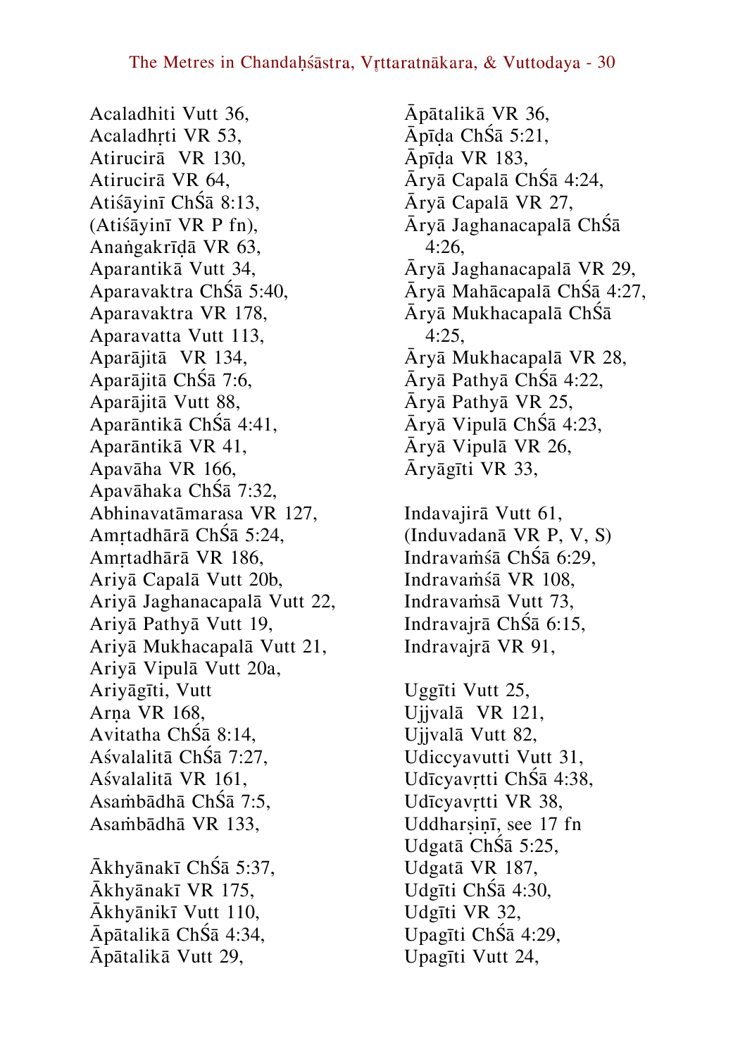Acaladhiti Vutt 36,
Acaladhṛti VR 53,
Atirucirā  VR 130,
Atirucirā VR 64,
Atiśāyinī ChŚā 8:13,
(Atiśāyinī VR P fn),
Anaṅgakrīḍā VR 63,
Aparantikā Vutt 34,
Aparavaktra ChŚā 5:40,
Aparavaktra VR 178,
Aparavatta Vutt 113,
Aparājitā  VR 134,
Aparājitā ChŚā 7:6,
Aparājitā Vutt 88,
Aparāntikā ChŚā 4:41,
Aparāntikā VR 41,
Apavāha VR 166,
Apavāhaka ChŚā 7:32,
Abhinavatāmarasa VR 127,
Amṛtadhārā ChŚā 5:24,
Amṛtadhārā VR 186,
Ariyā Capalā Vutt 20b,
Ariyā Jaghanacapalā Vutt 22,
Ariyā Pathyā Vutt 19,
Ariyā Mukhacapalā Vutt 21,
Ariyā Vipulā Vutt 20a,
Ariyāgīti, Vutt
Arṇa VR 168,
Avitatha ChŚā 8:14,
Aśvalalitā ChŚā 7:27,
Aśvalalitā VR 161,
Asaṁbādhā ChŚā 7:5,
Asaṁbādhā VR 133,

Ākhyānakī ChŚā 5:37,
Ākhyānakī VR 175,
Ākhyānikī Vutt 110,
Āpātalikā ChŚā 4:34,
Āpātalikā Vutt 29,
Āpātalikā VR 36,
Āpīḍa ChŚā 5:21,
Āpīḍa VR 183,
Āryā Capalā ChŚā 4:24,
Āryā Capalā VR 27,
Āryā Jaghanacapalā ChŚā 4:26,
Āryā Jaghanacapalā VR 29,
Āryā Mahācapalā ChŚā 4:27,
Āryā Mukhacapalā ChŚā 4:25,
Āryā Mukhacapalā VR 28,
Āryā Pathyā ChŚā 4:22,
Āryā Pathyā VR 25,
Āryā Vipulā ChŚā 4:23,
Āryā Vipulā VR 26,
Āryāgīti VR 33,

Indavajirā Vutt 61,
(Induvadanā VR P, V, S)
Indravaṁśā ChŚā 6:29,
Indravaṁśā VR 108,
Indravaṁsā Vutt 73,
Indravajrā ChŚā 6:15,
Indravajrā VR 91,

Uggīti Vutt 25,
Ujjvalā  VR 121,
Ujjvalā Vutt 82,
Udiccyavutti Vutt 31,
Udīcyavṛtti ChŚā 4:38,
Udīcyavṛtti VR 38,
Uddharṣiṇī, see 17 fn
Udgatā ChŚā 5:25,
Udgatā VR 187,
Udgīti ChŚā 4:30,
Udgīti VR 32,
Upagīti ChŚā 4:29,
Upagīti Vutt 24,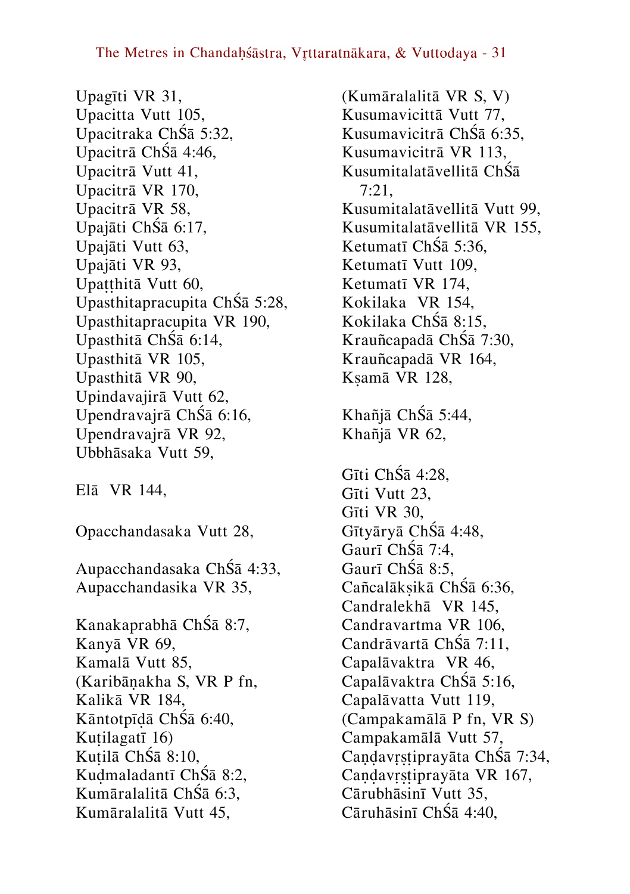Upagīti VR 31,
Upacitta Vutt 105,
Upacitraka ChŚā 5:32,
Upacitrā ChŚā 4:46,
Upacitrā Vutt 41,
Upacitrā VR 170,
Upacitrā VR 58,
Upajāti ChŚā 6:17,
Upajāti Vutt 63,
Upajāti VR 93,
Upaṭṭhitā Vutt 60,
Upasthitapracupita ChŚā 5:28,
Upasthitapracupita VR 190,
Upasthitā ChŚā 6:14,
Upasthitā VR 105,
Upasthitā VR 90,
Upindavajirā Vutt 62,
Upendravajrā ChŚā 6:16,
Upendravajrā VR 92,
Ubbhāsaka Vutt 59,

Elā VR 144,

Opacchandasaka Vutt 28,

Aupacchandasaka ChŚā 4:33,
Aupacchandasika VR 35,

Kanakaprabhā ChŚā 8:7,
Kanyā VR 69,
Kamalā Vutt 85,
(Karibāṇakha S, VR P fn,
Kalikā VR 184,
Kāntotpīḍā ChŚā 6:40,
Kuṭilagatī 16)
Kuṭilā ChŚā 8:10,
Kuḍmaladantī ChŚā 8:2,
Kumāralalitā ChŚā 6:3,
Kumāralalitā Vutt 45,
(Kumāralalitā VR S, V)
Kusumavicittā Vutt 77,
Kusumavicitrā ChŚā 6:35,
Kusumavicitrā VR 113,
Kusumitalatāvellitā ChŚā 7:21,
Kusumitalatāvellitā Vutt 99,
Kusumitalatāvellitā VR 155,
Ketumatī ChŚā 5:36,
Ketumatī Vutt 109,
Ketumatī VR 174,
Kokilaka VR 154,
Kokilaka ChŚā 8:15,
Krauñcapadā ChŚā 7:30,
Krauñcapadā VR 164,
Kṣamā VR 128,

Khañjā ChŚā 5:44,
Khañjā VR 62,

Gīti ChŚā 4:28,
Gīti Vutt 23,
Gīti VR 30,
Gītyāryā ChŚā 4:48,
Gaurī ChŚā 7:4,
Gaurī ChŚā 8:5,
Cañcalākṣikā ChŚā 6:36,
Candralekhā VR 145,
Candravartma VR 106,
Candrāvartā ChŚā 7:11,
Capalāvaktra VR 46,
Capalāvaktra ChŚā 5:16,
Capalāvatta Vutt 119,
(Campakamālā P fn, VR S)
Campakamālā Vutt 57,
Caṇḍavṛṣṭiprayāta ChŚā 7:34,
Caṇḍavṛṣṭiprayāta VR 167,
Cārubhāsinī Vutt 35,
Cāruhāsinī ChŚā 4:40,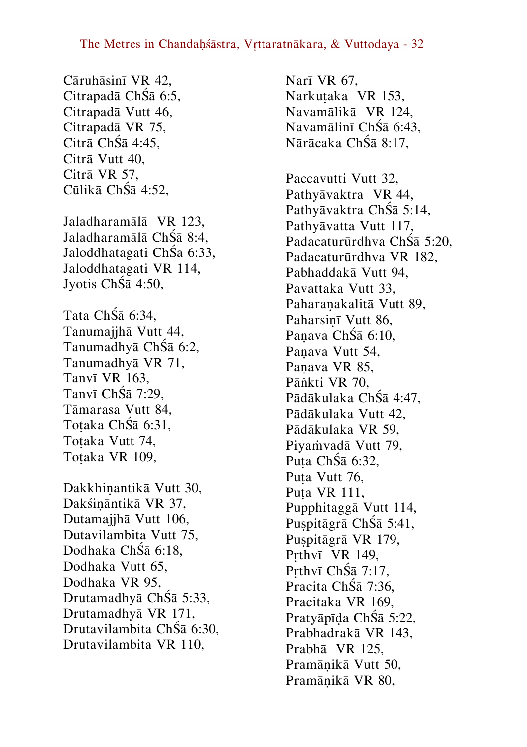Cāruhāsinī VR 42,
Citrapadā ChŚā 6:5,
Citrapadā Vutt 46,
Citrapadā VR 75,
Citrā ChŚā 4:45,
Citrā Vutt 40,
Citrā VR 57,
Cūlikā ChŚā 4:52,

Jaladharamālā VR 123,
Jaladharamālā ChŚā 8:4,
Jaloddhatagati ChŚā 6:33,
Jaloddhatagati VR 114,
Jyotis ChŚā 4:50,

Tata ChŚā 6:34,
Tanumajjhā Vutt 44,
Tanumadhyā ChŚā 6:2,
Tanumadhyā VR 71,
Tanvī VR 163,
Tanvī ChŚā 7:29,
Tāmarasa Vutt 84,
Toṭaka ChŚā 6:31,
Toṭaka Vutt 74,
Toṭaka VR 109,

Dakkhiṇantikā Vutt 30,
Dakśiṇāntikā VR 37,
Dutamajjhā Vutt 106,
Dutavilambita Vutt 75,
Dodhaka ChŚā 6:18,
Dodhaka Vutt 65,
Dodhaka VR 95,
Drutamadhyā ChŚā 5:33,
Drutamadhyā VR 171,
Drutavilambita ChŚā 6:30,
Drutavilambita VR 110,

Narī VR 67,
Narkuṭaka VR 153,
Navamālikā VR 124,
Navamālinī ChŚā 6:43,
Nārācaka ChŚā 8:17,

Paccavutti Vutt 32,
Pathyāvaktra VR 44,
Pathyāvaktra ChŚā 5:14,
Pathyāvatta Vutt 117,
Padacaturūrdhva ChŚā 5:20,
Padacaturūrdhva VR 182,
Pabhaddakā Vutt 94,
Pavattaka Vutt 33,
Paharaṇakalitā Vutt 89,
Paharsiṇī Vutt 86,
Paṇava ChŚā 6:10,
Paṇava Vutt 54,
Paṇava VR 85,
Pāṅkti VR 70,
Pādākulaka ChŚā 4:47,
Pādākulaka Vutt 42,
Pādākulaka VR 59,
Piyaṁvadā Vutt 79,
Puṭa ChŚā 6:32,
Puṭa Vutt 76,
Puṭa VR 111,
Pupphitaggā Vutt 114,
Puṣpitāgrā ChŚā 5:41,
Puṣpitāgrā VR 179,
Pṛthvī VR 149,
Pṛthvī ChŚā 7:17,
Pracita ChŚā 7:36,
Pracitaka VR 169,
Pratyāpīḍa ChŚā 5:22,
Prabhadrakā VR 143,
Prabhā VR 125,
Pramāṇikā Vutt 50,
Pramāṇikā VR 80,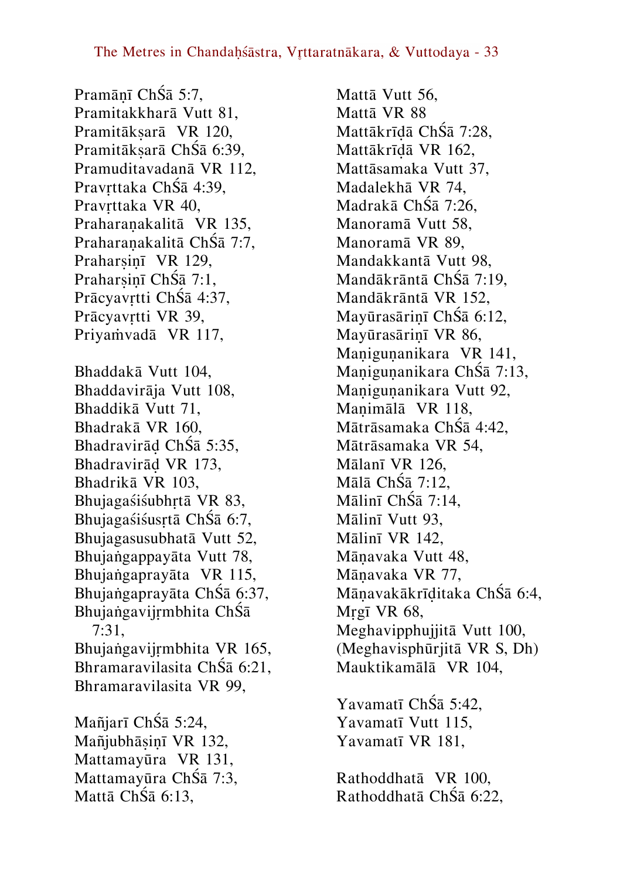Pramāṇī ChŚā 5:7,
Pramitakkharā Vutt 81,
Pramitākṣarā VR 120,
Pramitākṣarā ChŚā 6:39,
Pramuditavadanā VR 112,
Pravṛttaka ChŚā 4:39,
Pravṛttaka VR 40,
Praharaṇakalitā VR 135,
Praharaṇakalitā ChŚā 7:7,
Praharṣiṇī VR 129,
Praharṣiṇī ChŚā 7:1,
Prācyavṛtti ChŚā 4:37,
Prācyavṛtti VR 39,
Priyaṁvadā VR 117,

Bhaddakā Vutt 104,
Bhaddavirāja Vutt 108,
Bhaddikā Vutt 71,
Bhadrakā VR 160,
Bhadravirāḍ ChŚā 5:35,
Bhadravirāḍ VR 173,
Bhadrikā VR 103,
Bhujagaśiśubhṛtā VR 83,
Bhujagaśiśusṛtā ChŚā 6:7,
Bhujagasusubhatā Vutt 52,
Bhujaṅgappayāta Vutt 78,
Bhujaṅgaprayāta VR 115,
Bhujaṅgaprayāta ChŚā 6:37,
Bhujaṅgavijṛmbhita ChŚā 7:31,
Bhujaṅgavijṛmbhita VR 165,
Bhramaravilasita ChŚā 6:21,
Bhramaravilasita VR 99,

Mañjarī ChŚā 5:24,
Mañjubhāṣiṇī VR 132,
Mattamayūra VR 131,
Mattamayūra ChŚā 7:3,
Mattā ChŚā 6:13,
Mattā Vutt 56,
Mattā VR 88
Mattākrīḍā ChŚā 7:28,
Mattākrīḍā VR 162,
Mattāsamaka Vutt 37,
Madalekhā VR 74,
Madrakā ChŚā 7:26,
Manoramā Vutt 58,
Manoramā VR 89,
Mandakkantā Vutt 98,
Mandākrāntā ChŚā 7:19,
Mandākrāntā VR 152,
Mayūrasāriṇī ChŚā 6:12,
Mayūrasāriṇī VR 86,
Maṇiguṇanikara VR 141,
Maṇiguṇanikara ChŚā 7:13,
Maṇiguṇanikara Vutt 92,
Maṇimālā VR 118,
Mātrāsamaka ChŚā 4:42,
Mātrāsamaka VR 54,
Mālanī VR 126,
Mālā ChŚā 7:12,
Mālinī ChŚā 7:14,
Mālinī Vutt 93,
Mālinī VR 142,
Māṇavaka Vutt 48,
Māṇavaka VR 77,
Māṇavakākrīḍitaka ChŚā 6:4,
Mṛgī VR 68,
Meghavipphujjitā Vutt 100,
(Meghavisphūrjitā VR S, Dh)
Mauktikamālā VR 104,

Yavamatī ChŚā 5:42,
Yavamatī Vutt 115,
Yavamatī VR 181,

Rathoddhatā VR 100,
Rathoddhatā ChŚā 6:22,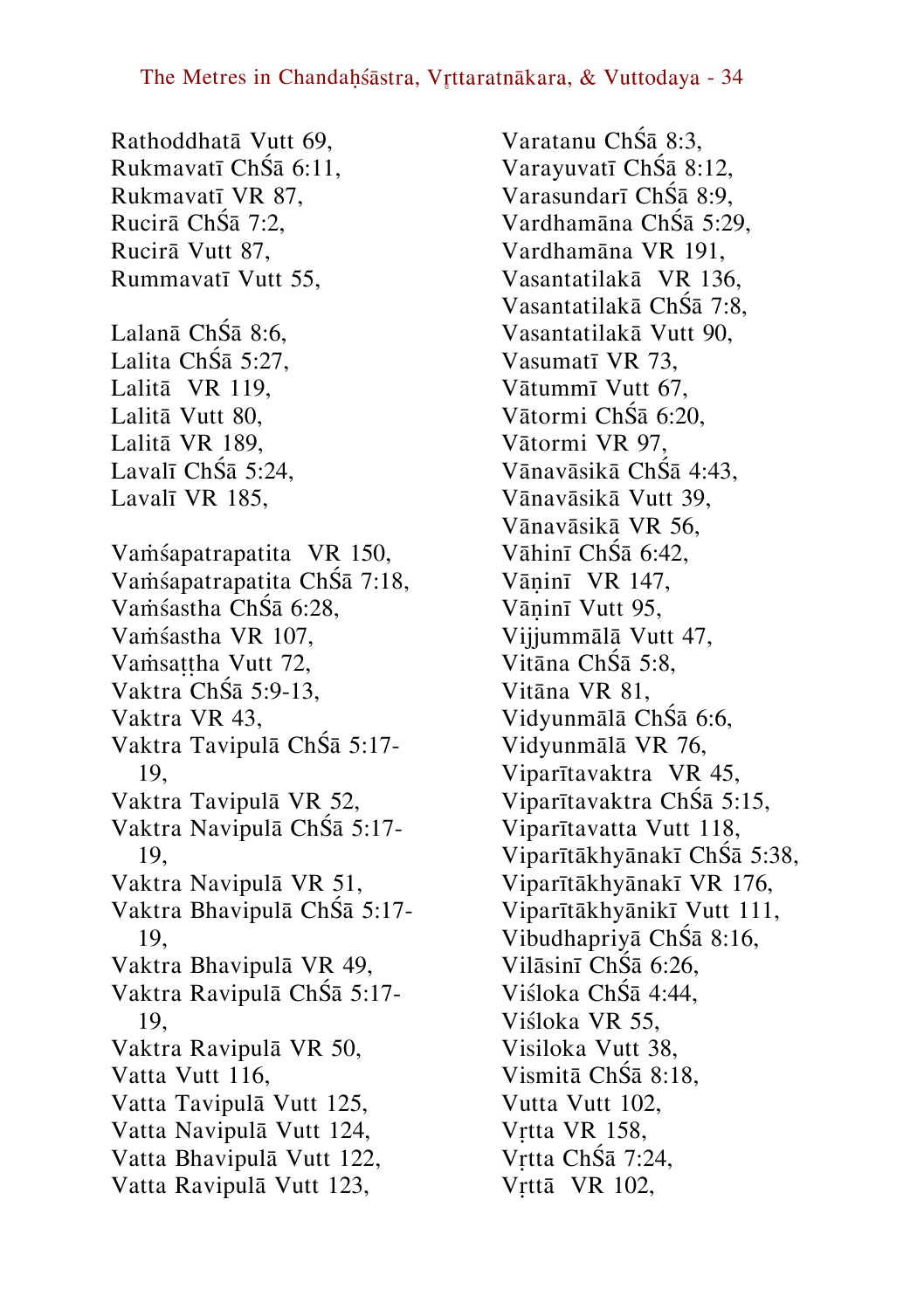Rathoddhatā Vutt 69,
Rukmavatī ChŚā 6:11,
Rukmavatī VR 87,
Rucirā ChŚā 7:2,
Rucirā Vutt 87,
Rummavatī Vutt 55,

Lalanā ChŚā 8:6,
Lalita ChŚā 5:27,
Lalitā VR 119,
Lalitā Vutt 80,
Lalitā VR 189,
Lavalī ChŚā 5:24,
Lavalī VR 185,

Vaṁśapatrapatita VR 150,
Vaṁśapatrapatita ChŚā 7:18,
Vaṁśastha ChŚā 6:28,
Vaṁśastha VR 107,
Vaṁsaṭṭha Vutt 72,
Vaktra ChŚā 5:9-13,
Vaktra VR 43,
Vaktra Tavipulā ChŚā 5:17-19,
Vaktra Tavipulā VR 52,
Vaktra Navipulā ChŚā 5:17-19,
Vaktra Navipulā VR 51,
Vaktra Bhavipulā ChŚā 5:17-19,
Vaktra Bhavipulā VR 49,
Vaktra Ravipulā ChŚā 5:17-19,
Vaktra Ravipulā VR 50,
Vatta Vutt 116,
Vatta Tavipulā Vutt 125,
Vatta Navipulā Vutt 124,
Vatta Bhavipulā Vutt 122,
Vatta Ravipulā Vutt 123,

Varatanu ChŚā 8:3,
Varayuvatī ChŚā 8:12,
Varasundarī ChŚā 8:9,
Vardhamāna ChŚā 5:29,
Vardhamāna VR 191,
Vasantatilakā VR 136,
Vasantatilakā ChŚā 7:8,
Vasantatilakā Vutt 90,
Vasumatī VR 73,
Vātummī Vutt 67,
Vātormi ChŚā 6:20,
Vātormi VR 97,
Vānavāsikā ChŚā 4:43,
Vānavāsikā Vutt 39,
Vānavāsikā VR 56,
Vāhinī ChŚā 6:42,
Vāṇinī VR 147,
Vāṇinī Vutt 95,
Vijjummālā Vutt 47,
Vitāna ChŚā 5:8,
Vitāna VR 81,
Vidyunmālā ChŚā 6:6,
Vidyunmālā VR 76,
Viparītavaktra VR 45,
Viparītavaktra ChŚā 5:15,
Viparītavatta Vutt 118,
Viparītākhyānakī ChŚā 5:38,
Viparītākhyānakī VR 176,
Viparītākhyānikī Vutt 111,
Vibudhapriyā ChŚā 8:16,
Vilāsinī ChŚā 6:26,
Viśloka ChŚā 4:44,
Viśloka VR 55,
Visiloka Vutt 38,
Vismitā ChŚā 8:18,
Vutta Vutt 102,
Vṛtta VR 158,
Vṛtta ChŚā 7:24,
Vṛttā VR 102,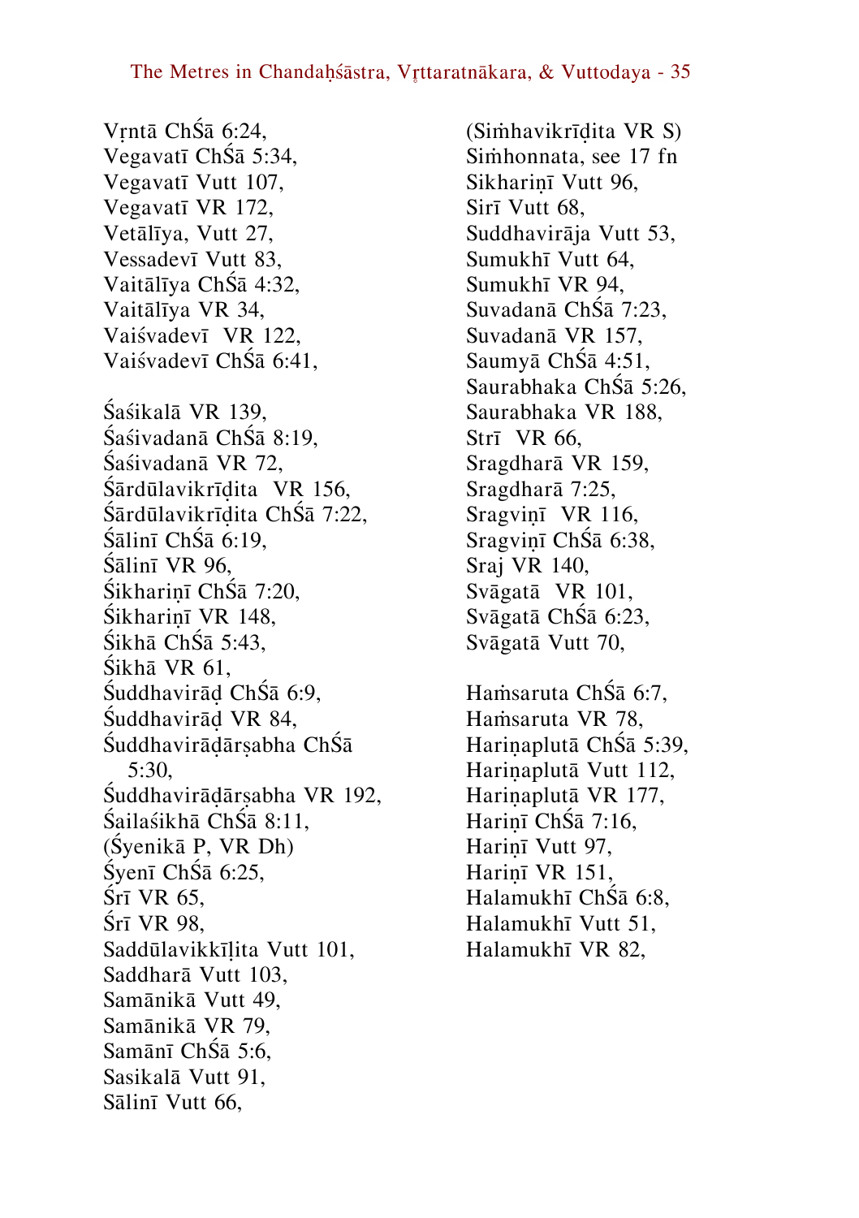Vṛntā ChŚā 6:24,
Vegavatī ChŚā 5:34,
Vegavatī Vutt 107,
Vegavatī VR 172,
Vetālīya, Vutt 27,
Vessadevī Vutt 83,
Vaitālīya ChŚā 4:32,
Vaitālīya VR 34,
Vaiśvadevī  VR 122,
Vaiśvadevī ChŚā 6:41,

Śaśikalā VR 139,
Śaśivadanā ChŚā 8:19,
Śaśivadanā VR 72,
Śārdūlavikrīḍita  VR 156,
Śārdūlavikrīḍita ChŚā 7:22,
Śālinī ChŚā 6:19,
Śālinī VR 96,
Śikhariṇī ChŚā 7:20,
Śikhariṇī VR 148,
Śikhā ChŚā 5:43,
Śikhā VR 61,
Śuddhavirāḍ ChŚā 6:9,
Śuddhavirāḍ VR 84,
Śuddhavirāḍārṣabha ChŚā 5:30,
Śuddhavirāḍārṣabha VR 192,
Śailaśikhā ChŚā 8:11,
(Śyenikā P, VR Dh)
Śyenī ChŚā 6:25,
Śrī VR 65,
Śrī VR 98,
Saddūlavikkīḷita Vutt 101,
Saddharā Vutt 103,
Samānikā Vutt 49,
Samānikā VR 79,
Samānī ChŚā 5:6,
Sasikalā Vutt 91,
Sālinī Vutt 66,
(Siṁhavikrīḍita VR S)
Siṁhonnata, see 17 fn
Sikhariṇī Vutt 96,
Sirī Vutt 68,
Suddhavirāja Vutt 53,
Sumukhī Vutt 64,
Sumukhī VR 94,
Suvadanā ChŚā 7:23,
Suvadanā VR 157,
Saumyā ChŚā 4:51,
Saurabhaka ChŚā 5:26,
Saurabhaka VR 188,
Strī  VR 66,
Sragdharā VR 159,
Sragdharā 7:25,
Sragviṇī  VR 116,
Sragviṇī ChŚā 6:38,
Sraj VR 140,
Svāgatā  VR 101,
Svāgatā ChŚā 6:23,
Svāgatā Vutt 70,

Haṁsaruta ChŚā 6:7,
Haṁsaruta VR 78,
Hariṇaplutā ChŚā 5:39,
Hariṇaplutā Vutt 112,
Hariṇaplutā VR 177,
Hariṇī ChŚā 7:16,
Hariṇī Vutt 97,
Hariṇī VR 151,
Halamukhī ChŚā 6:8,
Halamukhī Vutt 51,
Halamukhī VR 82,